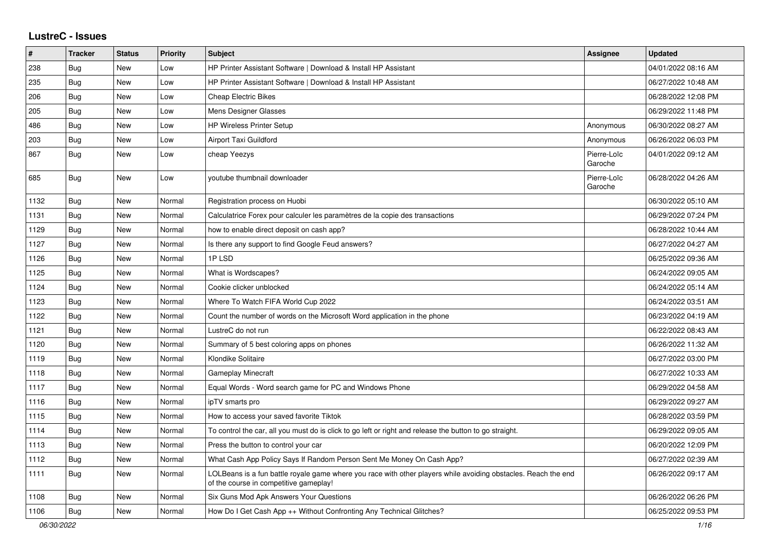# LustreC - Issues

| # | Tracker | Status | Priority | Subject | Assignee | Updated |
|---|---|---|---|---|---|---|
| 238 | Bug | New | Low | HP Printer Assistant Software \| Download & Install HP Assistant | | 04/01/2022 08:16 AM |
| 235 | Bug | New | Low | HP Printer Assistant Software \| Download & Install HP Assistant | | 06/27/2022 10:48 AM |
| 206 | Bug | New | Low | Cheap Electric Bikes | | 06/28/2022 12:08 PM |
| 205 | Bug | New | Low | Mens Designer Glasses | | 06/29/2022 11:48 PM |
| 486 | Bug | New | Low | HP Wireless Printer Setup | Anonymous | 06/30/2022 08:27 AM |
| 203 | Bug | New | Low | Airport Taxi Guildford | Anonymous | 06/26/2022 06:03 PM |
| 867 | Bug | New | Low | cheap Yeezys | Pierre-Loïc Garoche | 04/01/2022 09:12 AM |
| 685 | Bug | New | Low | youtube thumbnail downloader | Pierre-Loïc Garoche | 06/28/2022 04:26 AM |
| 1132 | Bug | New | Normal | Registration process on Huobi | | 06/30/2022 05:10 AM |
| 1131 | Bug | New | Normal | Calculatrice Forex pour calculer les paramètres de la copie des transactions | | 06/29/2022 07:24 PM |
| 1129 | Bug | New | Normal | how to enable direct deposit on cash app? | | 06/28/2022 10:44 AM |
| 1127 | Bug | New | Normal | Is there any support to find Google Feud answers? | | 06/27/2022 04:27 AM |
| 1126 | Bug | New | Normal | 1P LSD | | 06/25/2022 09:36 AM |
| 1125 | Bug | New | Normal | What is Wordscapes? | | 06/24/2022 09:05 AM |
| 1124 | Bug | New | Normal | Cookie clicker unblocked | | 06/24/2022 05:14 AM |
| 1123 | Bug | New | Normal | Where To Watch FIFA World Cup 2022 | | 06/24/2022 03:51 AM |
| 1122 | Bug | New | Normal | Count the number of words on the Microsoft Word application in the phone | | 06/23/2022 04:19 AM |
| 1121 | Bug | New | Normal | LustreC do not run | | 06/22/2022 08:43 AM |
| 1120 | Bug | New | Normal | Summary of 5 best coloring apps on phones | | 06/26/2022 11:32 AM |
| 1119 | Bug | New | Normal | Klondike Solitaire | | 06/27/2022 03:00 PM |
| 1118 | Bug | New | Normal | Gameplay Minecraft | | 06/27/2022 10:33 AM |
| 1117 | Bug | New | Normal | Equal Words - Word search game for PC and Windows Phone | | 06/29/2022 04:58 AM |
| 1116 | Bug | New | Normal | ipTV smarts pro | | 06/29/2022 09:27 AM |
| 1115 | Bug | New | Normal | How to access your saved favorite Tiktok | | 06/28/2022 03:59 PM |
| 1114 | Bug | New | Normal | To control the car, all you must do is click to go left or right and release the button to go straight. | | 06/29/2022 09:05 AM |
| 1113 | Bug | New | Normal | Press the button to control your car | | 06/20/2022 12:09 PM |
| 1112 | Bug | New | Normal | What Cash App Policy Says If Random Person Sent Me Money On Cash App? | | 06/27/2022 02:39 AM |
| 1111 | Bug | New | Normal | LOLBeans is a fun battle royale game where you race with other players while avoiding obstacles. Reach the end of the course in competitive gameplay! | | 06/26/2022 09:17 AM |
| 1108 | Bug | New | Normal | Six Guns Mod Apk Answers Your Questions | | 06/26/2022 06:26 PM |
| 1106 | Bug | New | Normal | How Do I Get Cash App ++ Without Confronting Any Technical Glitches? | | 06/25/2022 09:53 PM |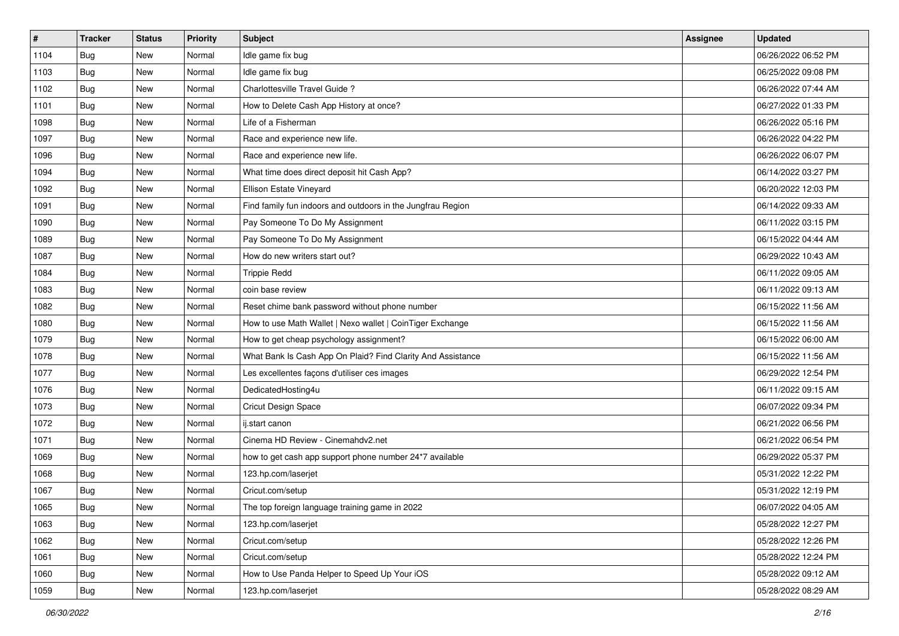| # | Tracker | Status | Priority | Subject | Assignee | Updated |
|---|---|---|---|---|---|---|
| 1104 | Bug | New | Normal | Idle game fix bug | | 06/26/2022 06:52 PM |
| 1103 | Bug | New | Normal | Idle game fix bug | | 06/25/2022 09:08 PM |
| 1102 | Bug | New | Normal | Charlottesville Travel Guide ? | | 06/26/2022 07:44 AM |
| 1101 | Bug | New | Normal | How to Delete Cash App History at once? | | 06/27/2022 01:33 PM |
| 1098 | Bug | New | Normal | Life of a Fisherman | | 06/26/2022 05:16 PM |
| 1097 | Bug | New | Normal | Race and experience new life. | | 06/26/2022 04:22 PM |
| 1096 | Bug | New | Normal | Race and experience new life. | | 06/26/2022 06:07 PM |
| 1094 | Bug | New | Normal | What time does direct deposit hit Cash App? | | 06/14/2022 03:27 PM |
| 1092 | Bug | New | Normal | Ellison Estate Vineyard | | 06/20/2022 12:03 PM |
| 1091 | Bug | New | Normal | Find family fun indoors and outdoors in the Jungfrau Region | | 06/14/2022 09:33 AM |
| 1090 | Bug | New | Normal | Pay Someone To Do My Assignment | | 06/11/2022 03:15 PM |
| 1089 | Bug | New | Normal | Pay Someone To Do My Assignment | | 06/15/2022 04:44 AM |
| 1087 | Bug | New | Normal | How do new writers start out? | | 06/29/2022 10:43 AM |
| 1084 | Bug | New | Normal | Trippie Redd | | 06/11/2022 09:05 AM |
| 1083 | Bug | New | Normal | coin base review | | 06/11/2022 09:13 AM |
| 1082 | Bug | New | Normal | Reset chime bank password without phone number | | 06/15/2022 11:56 AM |
| 1080 | Bug | New | Normal | How to use Math Wallet \| Nexo wallet \| CoinTiger Exchange | | 06/15/2022 11:56 AM |
| 1079 | Bug | New | Normal | How to get cheap psychology assignment? | | 06/15/2022 06:00 AM |
| 1078 | Bug | New | Normal | What Bank Is Cash App On Plaid? Find Clarity And Assistance | | 06/15/2022 11:56 AM |
| 1077 | Bug | New | Normal | Les excellentes façons d'utiliser ces images | | 06/29/2022 12:54 PM |
| 1076 | Bug | New | Normal | DedicatedHosting4u | | 06/11/2022 09:15 AM |
| 1073 | Bug | New | Normal | Cricut Design Space | | 06/07/2022 09:34 PM |
| 1072 | Bug | New | Normal | ij.start canon | | 06/21/2022 06:56 PM |
| 1071 | Bug | New | Normal | Cinema HD Review - Cinemahdv2.net | | 06/21/2022 06:54 PM |
| 1069 | Bug | New | Normal | how to get cash app support phone number 24*7 available | | 06/29/2022 05:37 PM |
| 1068 | Bug | New | Normal | 123.hp.com/laserjet | | 05/31/2022 12:22 PM |
| 1067 | Bug | New | Normal | Cricut.com/setup | | 05/31/2022 12:19 PM |
| 1065 | Bug | New | Normal | The top foreign language training game in 2022 | | 06/07/2022 04:05 AM |
| 1063 | Bug | New | Normal | 123.hp.com/laserjet | | 05/28/2022 12:27 PM |
| 1062 | Bug | New | Normal | Cricut.com/setup | | 05/28/2022 12:26 PM |
| 1061 | Bug | New | Normal | Cricut.com/setup | | 05/28/2022 12:24 PM |
| 1060 | Bug | New | Normal | How to Use Panda Helper to Speed Up Your iOS | | 05/28/2022 09:12 AM |
| 1059 | Bug | New | Normal | 123.hp.com/laserjet | | 05/28/2022 08:29 AM |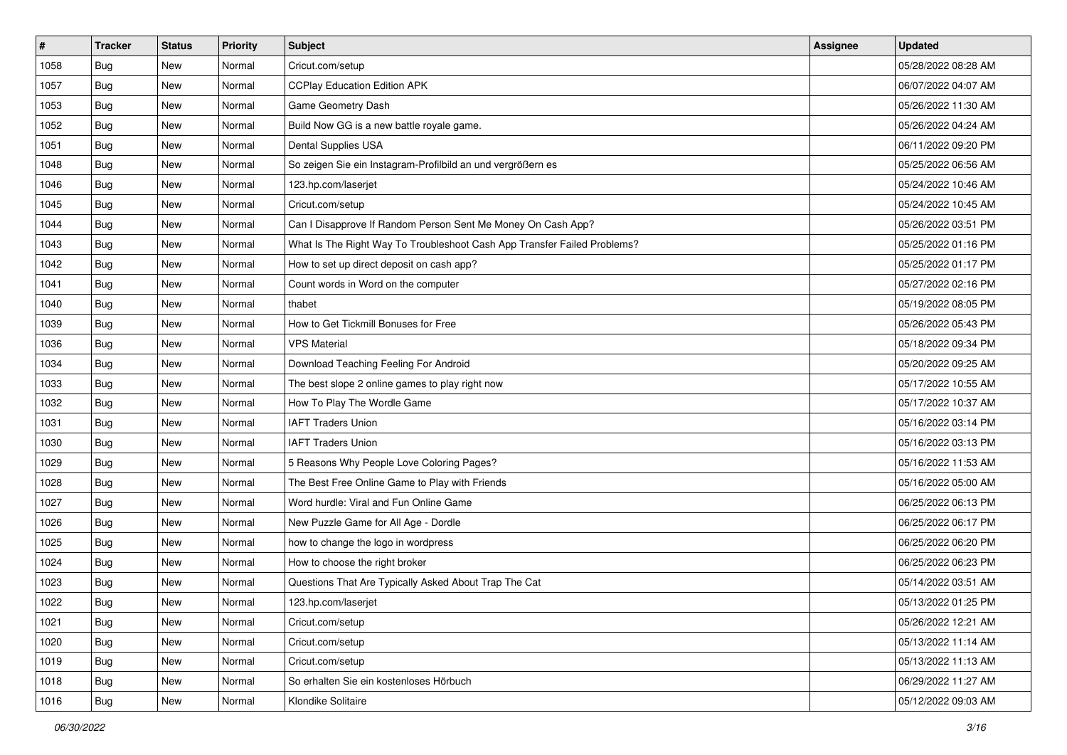| # | Tracker | Status | Priority | Subject | Assignee | Updated |
|---|---|---|---|---|---|---|
| 1058 | Bug | New | Normal | Cricut.com/setup | | 05/28/2022 08:28 AM |
| 1057 | Bug | New | Normal | CCPlay Education Edition APK | | 06/07/2022 04:07 AM |
| 1053 | Bug | New | Normal | Game Geometry Dash | | 05/26/2022 11:30 AM |
| 1052 | Bug | New | Normal | Build Now GG is a new battle royale game. | | 05/26/2022 04:24 AM |
| 1051 | Bug | New | Normal | Dental Supplies USA | | 06/11/2022 09:20 PM |
| 1048 | Bug | New | Normal | So zeigen Sie ein Instagram-Profilbild an und vergrößern es | | 05/25/2022 06:56 AM |
| 1046 | Bug | New | Normal | 123.hp.com/laserjet | | 05/24/2022 10:46 AM |
| 1045 | Bug | New | Normal | Cricut.com/setup | | 05/24/2022 10:45 AM |
| 1044 | Bug | New | Normal | Can I Disapprove If Random Person Sent Me Money On Cash App? | | 05/26/2022 03:51 PM |
| 1043 | Bug | New | Normal | What Is The Right Way To Troubleshoot Cash App Transfer Failed Problems? | | 05/25/2022 01:16 PM |
| 1042 | Bug | New | Normal | How to set up direct deposit on cash app? | | 05/25/2022 01:17 PM |
| 1041 | Bug | New | Normal | Count words in Word on the computer | | 05/27/2022 02:16 PM |
| 1040 | Bug | New | Normal | thabet | | 05/19/2022 08:05 PM |
| 1039 | Bug | New | Normal | How to Get Tickmill Bonuses for Free | | 05/26/2022 05:43 PM |
| 1036 | Bug | New | Normal | VPS Material | | 05/18/2022 09:34 PM |
| 1034 | Bug | New | Normal | Download Teaching Feeling For Android | | 05/20/2022 09:25 AM |
| 1033 | Bug | New | Normal | The best slope 2 online games to play right now | | 05/17/2022 10:55 AM |
| 1032 | Bug | New | Normal | How To Play The Wordle Game | | 05/17/2022 10:37 AM |
| 1031 | Bug | New | Normal | IAFT Traders Union | | 05/16/2022 03:14 PM |
| 1030 | Bug | New | Normal | IAFT Traders Union | | 05/16/2022 03:13 PM |
| 1029 | Bug | New | Normal | 5 Reasons Why People Love Coloring Pages? | | 05/16/2022 11:53 AM |
| 1028 | Bug | New | Normal | The Best Free Online Game to Play with Friends | | 05/16/2022 05:00 AM |
| 1027 | Bug | New | Normal | Word hurdle: Viral and Fun Online Game | | 06/25/2022 06:13 PM |
| 1026 | Bug | New | Normal | New Puzzle Game for All Age - Dordle | | 06/25/2022 06:17 PM |
| 1025 | Bug | New | Normal | how to change the logo in wordpress | | 06/25/2022 06:20 PM |
| 1024 | Bug | New | Normal | How to choose the right broker | | 06/25/2022 06:23 PM |
| 1023 | Bug | New | Normal | Questions That Are Typically Asked About Trap The Cat | | 05/14/2022 03:51 AM |
| 1022 | Bug | New | Normal | 123.hp.com/laserjet | | 05/13/2022 01:25 PM |
| 1021 | Bug | New | Normal | Cricut.com/setup | | 05/26/2022 12:21 AM |
| 1020 | Bug | New | Normal | Cricut.com/setup | | 05/13/2022 11:14 AM |
| 1019 | Bug | New | Normal | Cricut.com/setup | | 05/13/2022 11:13 AM |
| 1018 | Bug | New | Normal | So erhalten Sie ein kostenloses Hörbuch | | 06/29/2022 11:27 AM |
| 1016 | Bug | New | Normal | Klondike Solitaire | | 05/12/2022 09:03 AM |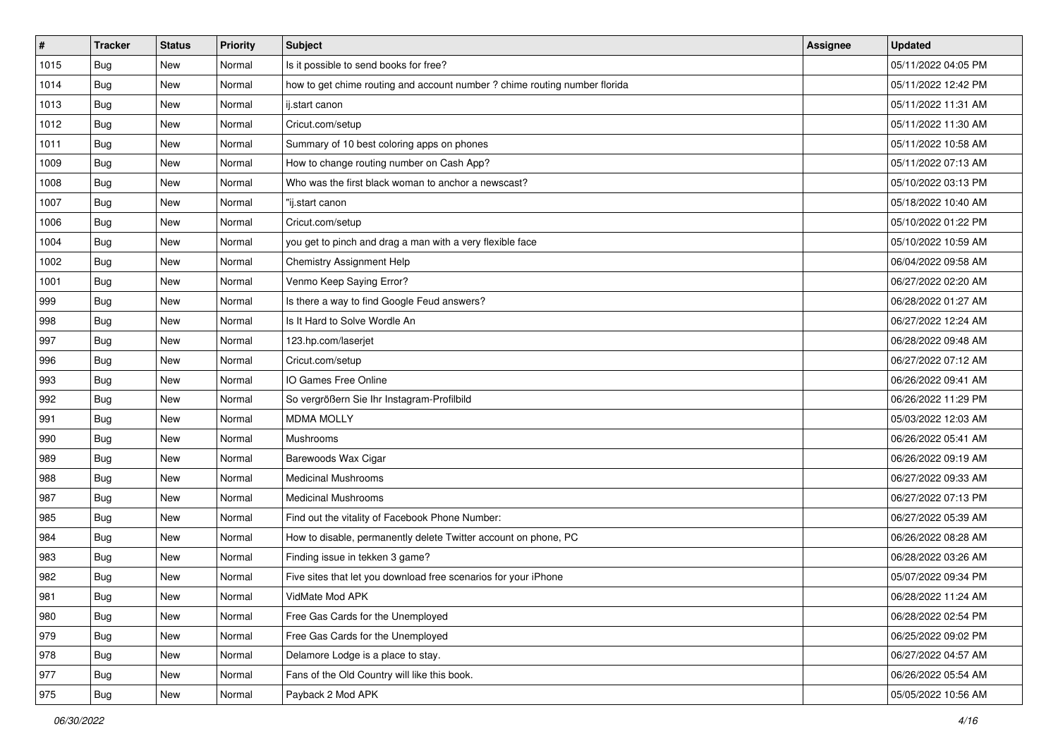| # | Tracker | Status | Priority | Subject | Assignee | Updated |
| --- | --- | --- | --- | --- | --- | --- |
| 1015 | Bug | New | Normal | Is it possible to send books for free? | | 05/11/2022 04:05 PM |
| 1014 | Bug | New | Normal | how to get chime routing and account number ? chime routing number florida | | 05/11/2022 12:42 PM |
| 1013 | Bug | New | Normal | ij.start canon | | 05/11/2022 11:31 AM |
| 1012 | Bug | New | Normal | Cricut.com/setup | | 05/11/2022 11:30 AM |
| 1011 | Bug | New | Normal | Summary of 10 best coloring apps on phones | | 05/11/2022 10:58 AM |
| 1009 | Bug | New | Normal | How to change routing number on Cash App? | | 05/11/2022 07:13 AM |
| 1008 | Bug | New | Normal | Who was the first black woman to anchor a newscast? | | 05/10/2022 03:13 PM |
| 1007 | Bug | New | Normal | "ij.start canon | | 05/18/2022 10:40 AM |
| 1006 | Bug | New | Normal | Cricut.com/setup | | 05/10/2022 01:22 PM |
| 1004 | Bug | New | Normal | you get to pinch and drag a man with a very flexible face | | 05/10/2022 10:59 AM |
| 1002 | Bug | New | Normal | Chemistry Assignment Help | | 06/04/2022 09:58 AM |
| 1001 | Bug | New | Normal | Venmo Keep Saying Error? | | 06/27/2022 02:20 AM |
| 999 | Bug | New | Normal | Is there a way to find Google Feud answers? | | 06/28/2022 01:27 AM |
| 998 | Bug | New | Normal | Is It Hard to Solve Wordle An | | 06/27/2022 12:24 AM |
| 997 | Bug | New | Normal | 123.hp.com/laserjet | | 06/28/2022 09:48 AM |
| 996 | Bug | New | Normal | Cricut.com/setup | | 06/27/2022 07:12 AM |
| 993 | Bug | New | Normal | IO Games Free Online | | 06/26/2022 09:41 AM |
| 992 | Bug | New | Normal | So vergrößern Sie Ihr Instagram-Profilbild | | 06/26/2022 11:29 PM |
| 991 | Bug | New | Normal | MDMA MOLLY | | 05/03/2022 12:03 AM |
| 990 | Bug | New | Normal | Mushrooms | | 06/26/2022 05:41 AM |
| 989 | Bug | New | Normal | Barewoods Wax Cigar | | 06/26/2022 09:19 AM |
| 988 | Bug | New | Normal | Medicinal Mushrooms | | 06/27/2022 09:33 AM |
| 987 | Bug | New | Normal | Medicinal Mushrooms | | 06/27/2022 07:13 PM |
| 985 | Bug | New | Normal | Find out the vitality of Facebook Phone Number: | | 06/27/2022 05:39 AM |
| 984 | Bug | New | Normal | How to disable, permanently delete Twitter account on phone, PC | | 06/26/2022 08:28 AM |
| 983 | Bug | New | Normal | Finding issue in tekken 3 game? | | 06/28/2022 03:26 AM |
| 982 | Bug | New | Normal | Five sites that let you download free scenarios for your iPhone | | 05/07/2022 09:34 PM |
| 981 | Bug | New | Normal | VidMate Mod APK | | 06/28/2022 11:24 AM |
| 980 | Bug | New | Normal | Free Gas Cards for the Unemployed | | 06/28/2022 02:54 PM |
| 979 | Bug | New | Normal | Free Gas Cards for the Unemployed | | 06/25/2022 09:02 PM |
| 978 | Bug | New | Normal | Delamore Lodge is a place to stay. | | 06/27/2022 04:57 AM |
| 977 | Bug | New | Normal | Fans of the Old Country will like this book. | | 06/26/2022 05:54 AM |
| 975 | Bug | New | Normal | Payback 2 Mod APK | | 05/05/2022 10:56 AM |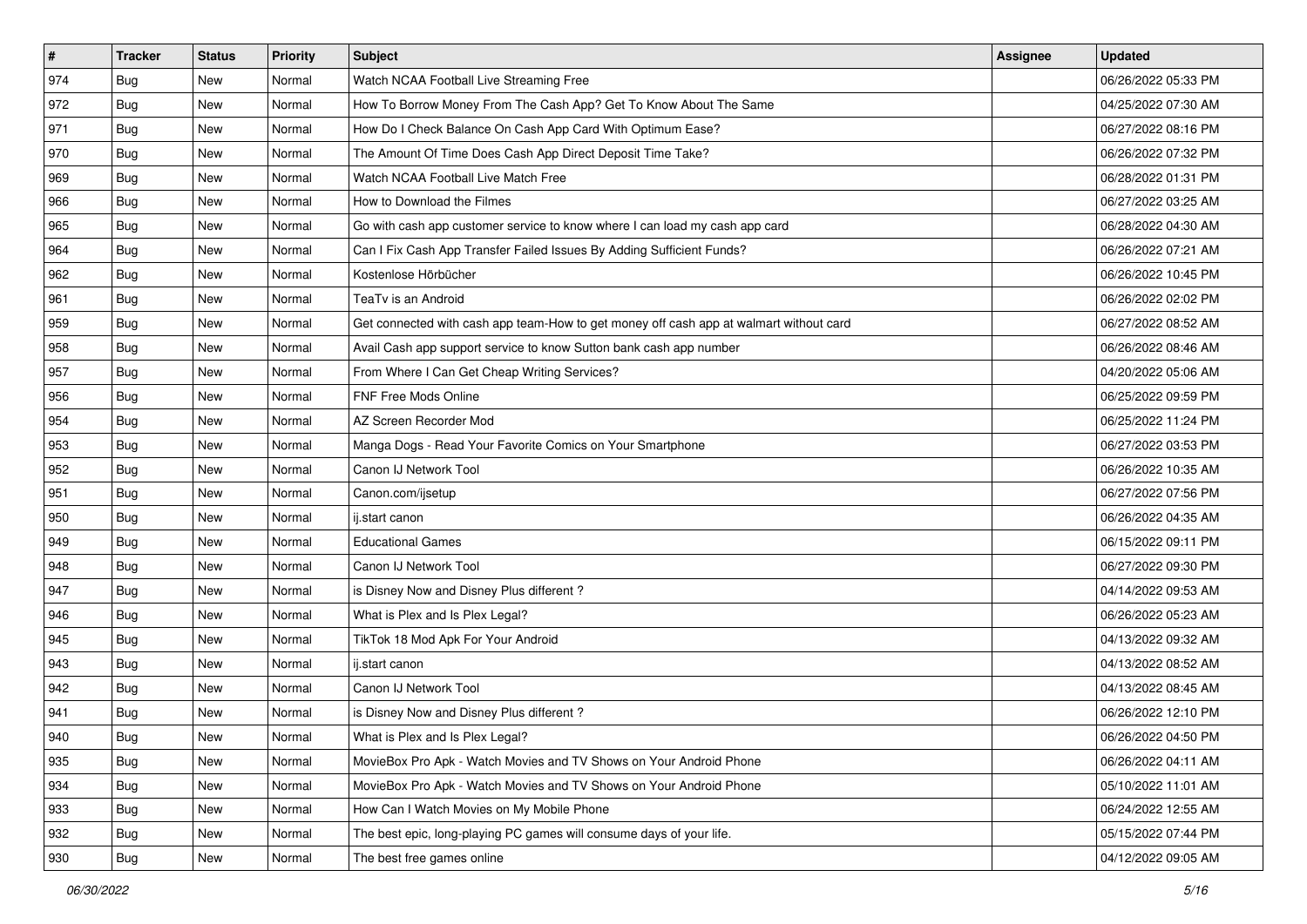| # | Tracker | Status | Priority | Subject | Assignee | Updated |
|---|---|---|---|---|---|---|
| 974 | Bug | New | Normal | Watch NCAA Football Live Streaming Free | | 06/26/2022 05:33 PM |
| 972 | Bug | New | Normal | How To Borrow Money From The Cash App? Get To Know About The Same | | 04/25/2022 07:30 AM |
| 971 | Bug | New | Normal | How Do I Check Balance On Cash App Card With Optimum Ease? | | 06/27/2022 08:16 PM |
| 970 | Bug | New | Normal | The Amount Of Time Does Cash App Direct Deposit Time Take? | | 06/26/2022 07:32 PM |
| 969 | Bug | New | Normal | Watch NCAA Football Live Match Free | | 06/28/2022 01:31 PM |
| 966 | Bug | New | Normal | How to Download the Filmes | | 06/27/2022 03:25 AM |
| 965 | Bug | New | Normal | Go with cash app customer service to know where I can load my cash app card | | 06/28/2022 04:30 AM |
| 964 | Bug | New | Normal | Can I Fix Cash App Transfer Failed Issues By Adding Sufficient Funds? | | 06/26/2022 07:21 AM |
| 962 | Bug | New | Normal | Kostenlose Hörbücher | | 06/26/2022 10:45 PM |
| 961 | Bug | New | Normal | TeaTv is an Android | | 06/26/2022 02:02 PM |
| 959 | Bug | New | Normal | Get connected with cash app team-How to get money off cash app at walmart without card | | 06/27/2022 08:52 AM |
| 958 | Bug | New | Normal | Avail Cash app support service to know Sutton bank cash app number | | 06/26/2022 08:46 AM |
| 957 | Bug | New | Normal | From Where I Can Get Cheap Writing Services? | | 04/20/2022 05:06 AM |
| 956 | Bug | New | Normal | FNF Free Mods Online | | 06/25/2022 09:59 PM |
| 954 | Bug | New | Normal | AZ Screen Recorder Mod | | 06/25/2022 11:24 PM |
| 953 | Bug | New | Normal | Manga Dogs - Read Your Favorite Comics on Your Smartphone | | 06/27/2022 03:53 PM |
| 952 | Bug | New | Normal | Canon IJ Network Tool | | 06/26/2022 10:35 AM |
| 951 | Bug | New | Normal | Canon.com/ijsetup | | 06/27/2022 07:56 PM |
| 950 | Bug | New | Normal | ij.start canon | | 06/26/2022 04:35 AM |
| 949 | Bug | New | Normal | Educational Games | | 06/15/2022 09:11 PM |
| 948 | Bug | New | Normal | Canon IJ Network Tool | | 06/27/2022 09:30 PM |
| 947 | Bug | New | Normal | is Disney Now and Disney Plus different ? | | 04/14/2022 09:53 AM |
| 946 | Bug | New | Normal | What is Plex and Is Plex Legal? | | 06/26/2022 05:23 AM |
| 945 | Bug | New | Normal | TikTok 18 Mod Apk For Your Android | | 04/13/2022 09:32 AM |
| 943 | Bug | New | Normal | ij.start canon | | 04/13/2022 08:52 AM |
| 942 | Bug | New | Normal | Canon IJ Network Tool | | 04/13/2022 08:45 AM |
| 941 | Bug | New | Normal | is Disney Now and Disney Plus different ? | | 06/26/2022 12:10 PM |
| 940 | Bug | New | Normal | What is Plex and Is Plex Legal? | | 06/26/2022 04:50 PM |
| 935 | Bug | New | Normal | MovieBox Pro Apk - Watch Movies and TV Shows on Your Android Phone | | 06/26/2022 04:11 AM |
| 934 | Bug | New | Normal | MovieBox Pro Apk - Watch Movies and TV Shows on Your Android Phone | | 05/10/2022 11:01 AM |
| 933 | Bug | New | Normal | How Can I Watch Movies on My Mobile Phone | | 06/24/2022 12:55 AM |
| 932 | Bug | New | Normal | The best epic, long-playing PC games will consume days of your life. | | 05/15/2022 07:44 PM |
| 930 | Bug | New | Normal | The best free games online | | 04/12/2022 09:05 AM |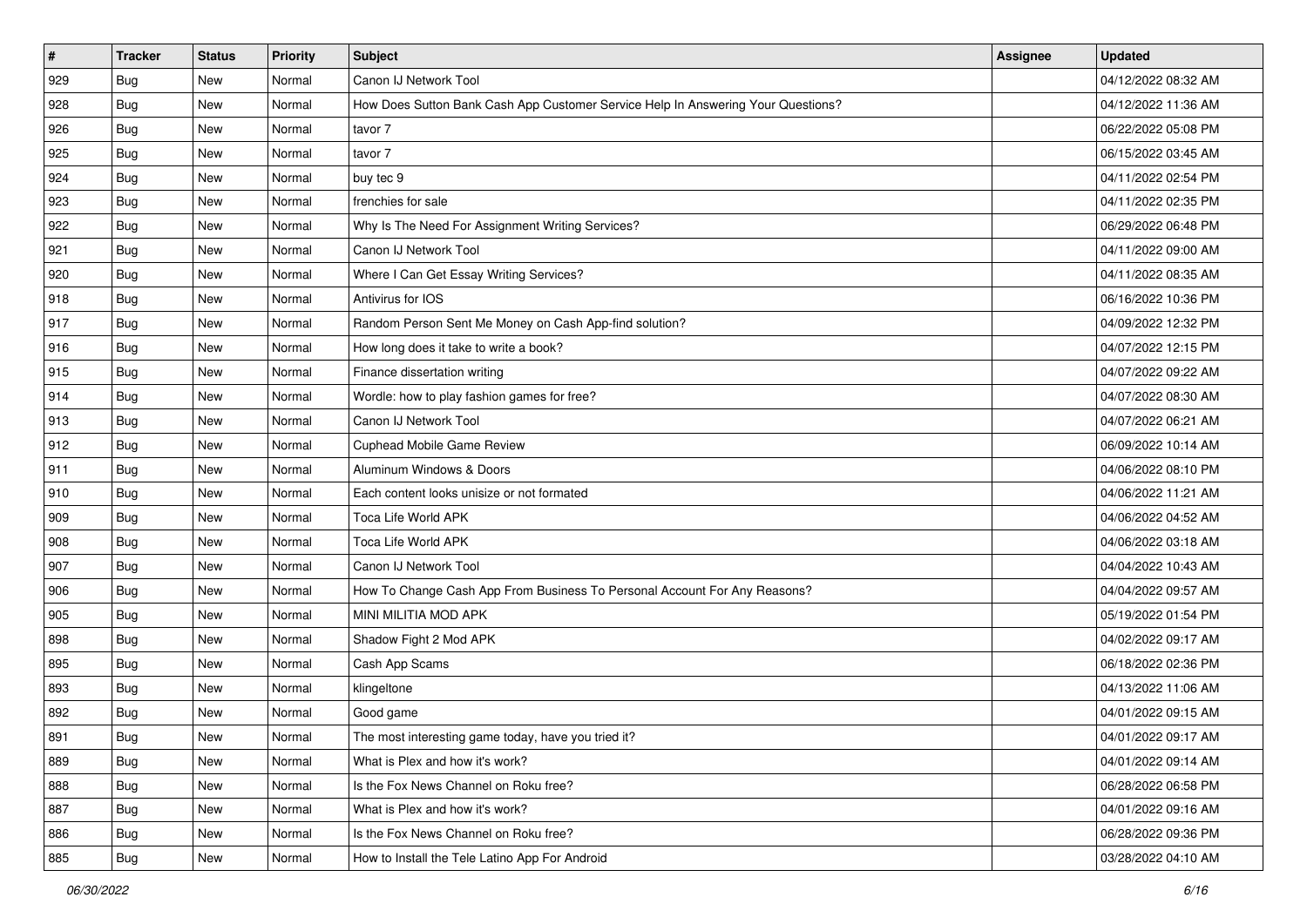| # | Tracker | Status | Priority | Subject | Assignee | Updated |
|---|---|---|---|---|---|---|
| 929 | Bug | New | Normal | Canon IJ Network Tool | | 04/12/2022 08:32 AM |
| 928 | Bug | New | Normal | How Does Sutton Bank Cash App Customer Service Help In Answering Your Questions? | | 04/12/2022 11:36 AM |
| 926 | Bug | New | Normal | tavor 7 | | 06/22/2022 05:08 PM |
| 925 | Bug | New | Normal | tavor 7 | | 06/15/2022 03:45 AM |
| 924 | Bug | New | Normal | buy tec 9 | | 04/11/2022 02:54 PM |
| 923 | Bug | New | Normal | frenchies for sale | | 04/11/2022 02:35 PM |
| 922 | Bug | New | Normal | Why Is The Need For Assignment Writing Services? | | 06/29/2022 06:48 PM |
| 921 | Bug | New | Normal | Canon IJ Network Tool | | 04/11/2022 09:00 AM |
| 920 | Bug | New | Normal | Where I Can Get Essay Writing Services? | | 04/11/2022 08:35 AM |
| 918 | Bug | New | Normal | Antivirus for IOS | | 06/16/2022 10:36 PM |
| 917 | Bug | New | Normal | Random Person Sent Me Money on Cash App-find solution? | | 04/09/2022 12:32 PM |
| 916 | Bug | New | Normal | How long does it take to write a book? | | 04/07/2022 12:15 PM |
| 915 | Bug | New | Normal | Finance dissertation writing | | 04/07/2022 09:22 AM |
| 914 | Bug | New | Normal | Wordle: how to play fashion games for free? | | 04/07/2022 08:30 AM |
| 913 | Bug | New | Normal | Canon IJ Network Tool | | 04/07/2022 06:21 AM |
| 912 | Bug | New | Normal | Cuphead Mobile Game Review | | 06/09/2022 10:14 AM |
| 911 | Bug | New | Normal | Aluminum Windows & Doors | | 04/06/2022 08:10 PM |
| 910 | Bug | New | Normal | Each content looks unisize or not formated | | 04/06/2022 11:21 AM |
| 909 | Bug | New | Normal | Toca Life World APK | | 04/06/2022 04:52 AM |
| 908 | Bug | New | Normal | Toca Life World APK | | 04/06/2022 03:18 AM |
| 907 | Bug | New | Normal | Canon IJ Network Tool | | 04/04/2022 10:43 AM |
| 906 | Bug | New | Normal | How To Change Cash App From Business To Personal Account For Any Reasons? | | 04/04/2022 09:57 AM |
| 905 | Bug | New | Normal | MINI MILITIA MOD APK | | 05/19/2022 01:54 PM |
| 898 | Bug | New | Normal | Shadow Fight 2 Mod APK | | 04/02/2022 09:17 AM |
| 895 | Bug | New | Normal | Cash App Scams | | 06/18/2022 02:36 PM |
| 893 | Bug | New | Normal | klingeltone | | 04/13/2022 11:06 AM |
| 892 | Bug | New | Normal | Good game | | 04/01/2022 09:15 AM |
| 891 | Bug | New | Normal | The most interesting game today, have you tried it? | | 04/01/2022 09:17 AM |
| 889 | Bug | New | Normal | What is Plex and how it's work? | | 04/01/2022 09:14 AM |
| 888 | Bug | New | Normal | Is the Fox News Channel on Roku free? | | 06/28/2022 06:58 PM |
| 887 | Bug | New | Normal | What is Plex and how it's work? | | 04/01/2022 09:16 AM |
| 886 | Bug | New | Normal | Is the Fox News Channel on Roku free? | | 06/28/2022 09:36 PM |
| 885 | Bug | New | Normal | How to Install the Tele Latino App For Android | | 03/28/2022 04:10 AM |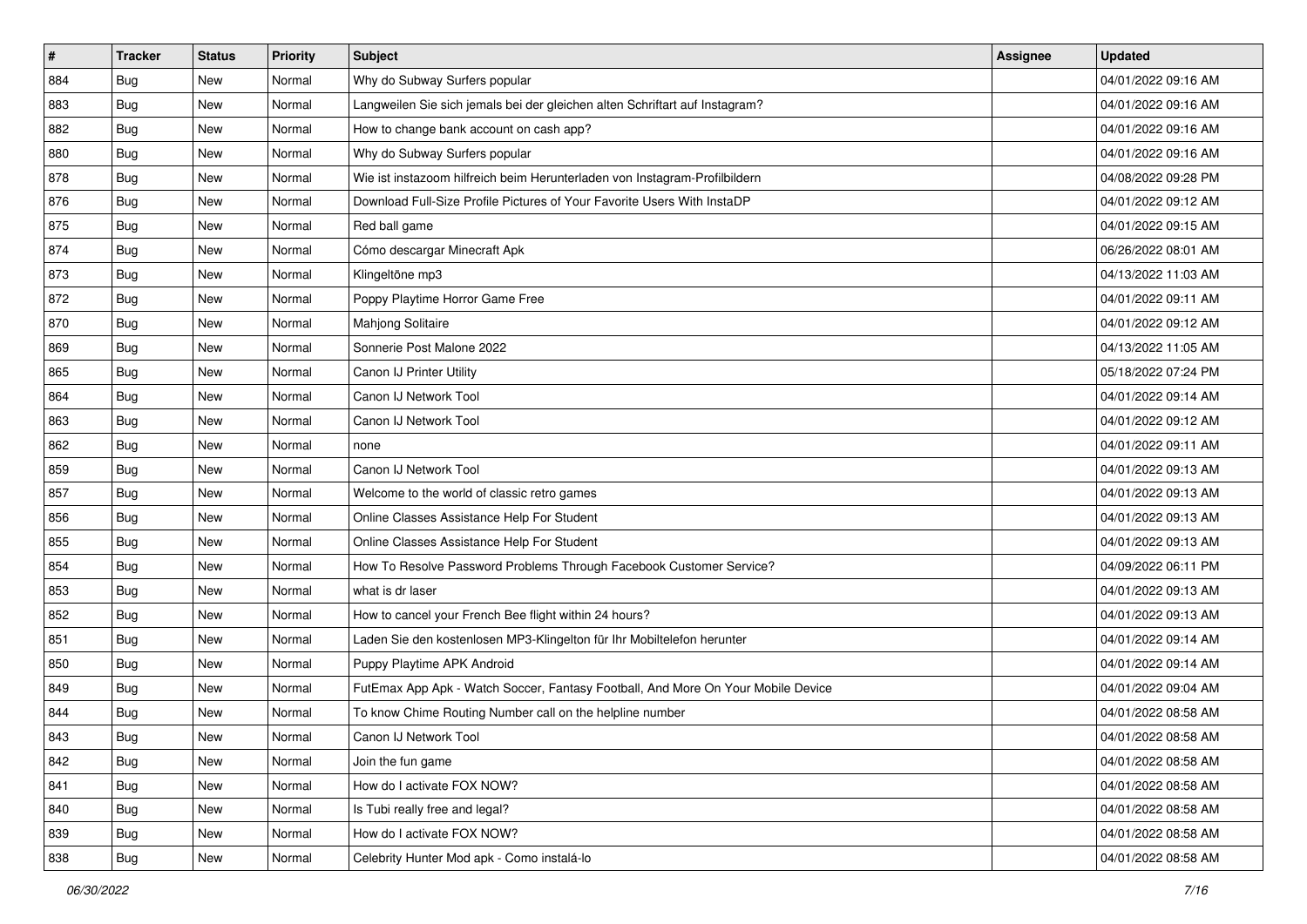| # | Tracker | Status | Priority | Subject | Assignee | Updated |
|---|---|---|---|---|---|---|
| 884 | Bug | New | Normal | Why do Subway Surfers popular | | 04/01/2022 09:16 AM |
| 883 | Bug | New | Normal | Langweilen Sie sich jemals bei der gleichen alten Schriftart auf Instagram? | | 04/01/2022 09:16 AM |
| 882 | Bug | New | Normal | How to change bank account on cash app? | | 04/01/2022 09:16 AM |
| 880 | Bug | New | Normal | Why do Subway Surfers popular | | 04/01/2022 09:16 AM |
| 878 | Bug | New | Normal | Wie ist instazoom hilfreich beim Herunterladen von Instagram-Profilbildern | | 04/08/2022 09:28 PM |
| 876 | Bug | New | Normal | Download Full-Size Profile Pictures of Your Favorite Users With InstaDP | | 04/01/2022 09:12 AM |
| 875 | Bug | New | Normal | Red ball game | | 04/01/2022 09:15 AM |
| 874 | Bug | New | Normal | Cómo descargar Minecraft Apk | | 06/26/2022 08:01 AM |
| 873 | Bug | New | Normal | Klingeltöne mp3 | | 04/13/2022 11:03 AM |
| 872 | Bug | New | Normal | Poppy Playtime Horror Game Free | | 04/01/2022 09:11 AM |
| 870 | Bug | New | Normal | Mahjong Solitaire | | 04/01/2022 09:12 AM |
| 869 | Bug | New | Normal | Sonnerie Post Malone 2022 | | 04/13/2022 11:05 AM |
| 865 | Bug | New | Normal | Canon IJ Printer Utility | | 05/18/2022 07:24 PM |
| 864 | Bug | New | Normal | Canon IJ Network Tool | | 04/01/2022 09:14 AM |
| 863 | Bug | New | Normal | Canon IJ Network Tool | | 04/01/2022 09:12 AM |
| 862 | Bug | New | Normal | none | | 04/01/2022 09:11 AM |
| 859 | Bug | New | Normal | Canon IJ Network Tool | | 04/01/2022 09:13 AM |
| 857 | Bug | New | Normal | Welcome to the world of classic retro games | | 04/01/2022 09:13 AM |
| 856 | Bug | New | Normal | Online Classes Assistance Help For Student | | 04/01/2022 09:13 AM |
| 855 | Bug | New | Normal | Online Classes Assistance Help For Student | | 04/01/2022 09:13 AM |
| 854 | Bug | New | Normal | How To Resolve Password Problems Through Facebook Customer Service? | | 04/09/2022 06:11 PM |
| 853 | Bug | New | Normal | what is dr laser | | 04/01/2022 09:13 AM |
| 852 | Bug | New | Normal | How to cancel your French Bee flight within 24 hours? | | 04/01/2022 09:13 AM |
| 851 | Bug | New | Normal | Laden Sie den kostenlosen MP3-Klingelton für Ihr Mobiltelefon herunter | | 04/01/2022 09:14 AM |
| 850 | Bug | New | Normal | Puppy Playtime APK Android | | 04/01/2022 09:14 AM |
| 849 | Bug | New | Normal | FutEmax App Apk - Watch Soccer, Fantasy Football, And More On Your Mobile Device | | 04/01/2022 09:04 AM |
| 844 | Bug | New | Normal | To know Chime Routing Number call on the helpline number | | 04/01/2022 08:58 AM |
| 843 | Bug | New | Normal | Canon IJ Network Tool | | 04/01/2022 08:58 AM |
| 842 | Bug | New | Normal | Join the fun game | | 04/01/2022 08:58 AM |
| 841 | Bug | New | Normal | How do I activate FOX NOW? | | 04/01/2022 08:58 AM |
| 840 | Bug | New | Normal | Is Tubi really free and legal? | | 04/01/2022 08:58 AM |
| 839 | Bug | New | Normal | How do I activate FOX NOW? | | 04/01/2022 08:58 AM |
| 838 | Bug | New | Normal | Celebrity Hunter Mod apk - Como instalá-lo | | 04/01/2022 08:58 AM |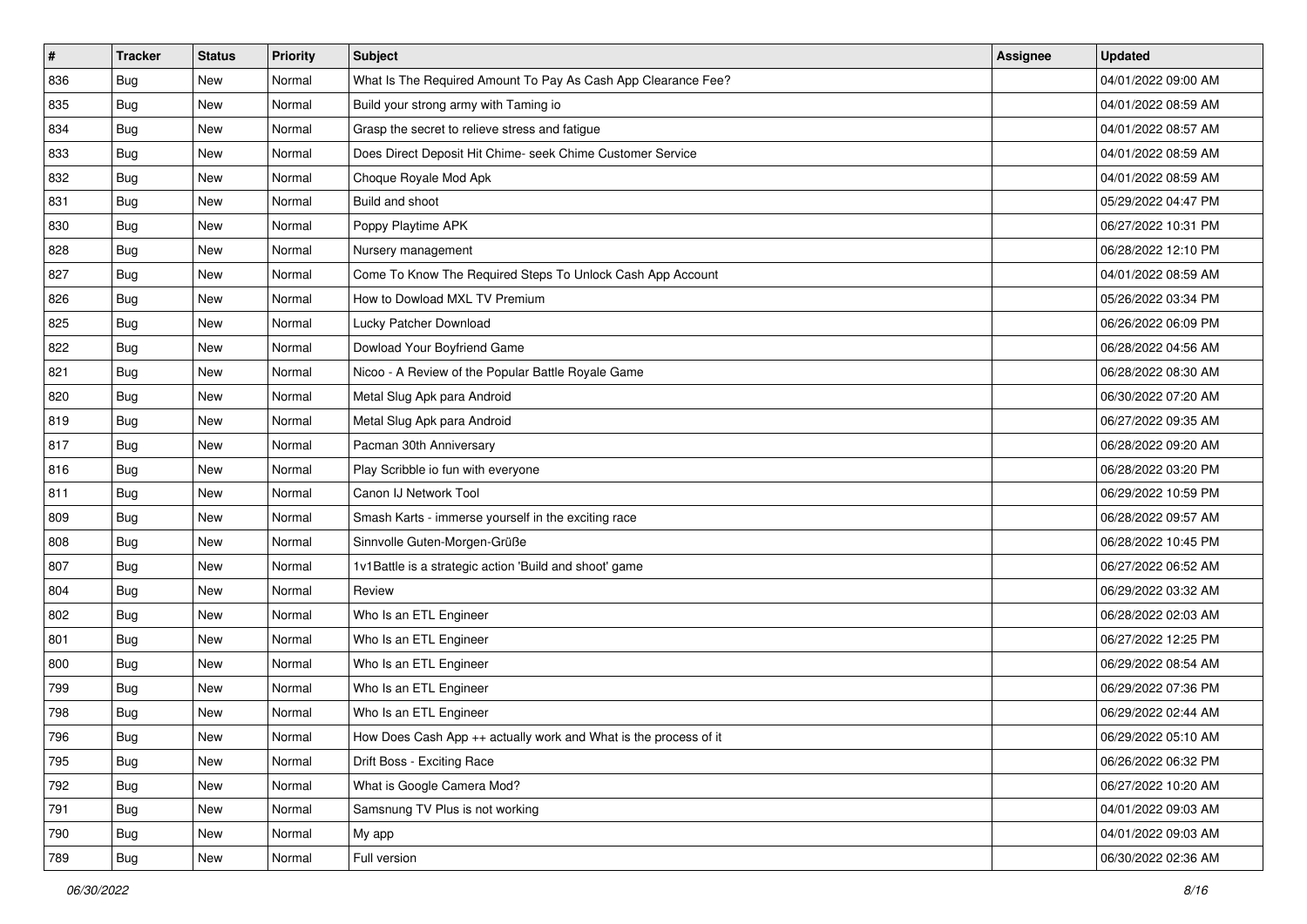| # | Tracker | Status | Priority | Subject | Assignee | Updated |
| --- | --- | --- | --- | --- | --- | --- |
| 836 | Bug | New | Normal | What Is The Required Amount To Pay As Cash App Clearance Fee? | | 04/01/2022 09:00 AM |
| 835 | Bug | New | Normal | Build your strong army with Taming io | | 04/01/2022 08:59 AM |
| 834 | Bug | New | Normal | Grasp the secret to relieve stress and fatigue | | 04/01/2022 08:57 AM |
| 833 | Bug | New | Normal | Does Direct Deposit Hit Chime- seek Chime Customer Service | | 04/01/2022 08:59 AM |
| 832 | Bug | New | Normal | Choque Royale Mod Apk | | 04/01/2022 08:59 AM |
| 831 | Bug | New | Normal | Build and shoot | | 05/29/2022 04:47 PM |
| 830 | Bug | New | Normal | Poppy Playtime APK | | 06/27/2022 10:31 PM |
| 828 | Bug | New | Normal | Nursery management | | 06/28/2022 12:10 PM |
| 827 | Bug | New | Normal | Come To Know The Required Steps To Unlock Cash App Account | | 04/01/2022 08:59 AM |
| 826 | Bug | New | Normal | How to Dowload MXL TV Premium | | 05/26/2022 03:34 PM |
| 825 | Bug | New | Normal | Lucky Patcher Download | | 06/26/2022 06:09 PM |
| 822 | Bug | New | Normal | Dowload Your Boyfriend Game | | 06/28/2022 04:56 AM |
| 821 | Bug | New | Normal | Nicoo - A Review of the Popular Battle Royale Game | | 06/28/2022 08:30 AM |
| 820 | Bug | New | Normal | Metal Slug Apk para Android | | 06/30/2022 07:20 AM |
| 819 | Bug | New | Normal | Metal Slug Apk para Android | | 06/27/2022 09:35 AM |
| 817 | Bug | New | Normal | Pacman 30th Anniversary | | 06/28/2022 09:20 AM |
| 816 | Bug | New | Normal | Play Scribble io fun with everyone | | 06/28/2022 03:20 PM |
| 811 | Bug | New | Normal | Canon IJ Network Tool | | 06/29/2022 10:59 PM |
| 809 | Bug | New | Normal | Smash Karts - immerse yourself in the exciting race | | 06/28/2022 09:57 AM |
| 808 | Bug | New | Normal | Sinnvolle Guten-Morgen-Grüße | | 06/28/2022 10:45 PM |
| 807 | Bug | New | Normal | 1v1Battle is a strategic action 'Build and shoot' game | | 06/27/2022 06:52 AM |
| 804 | Bug | New | Normal | Review | | 06/29/2022 03:32 AM |
| 802 | Bug | New | Normal | Who Is an ETL Engineer | | 06/28/2022 02:03 AM |
| 801 | Bug | New | Normal | Who Is an ETL Engineer | | 06/27/2022 12:25 PM |
| 800 | Bug | New | Normal | Who Is an ETL Engineer | | 06/29/2022 08:54 AM |
| 799 | Bug | New | Normal | Who Is an ETL Engineer | | 06/29/2022 07:36 PM |
| 798 | Bug | New | Normal | Who Is an ETL Engineer | | 06/29/2022 02:44 AM |
| 796 | Bug | New | Normal | How Does Cash App ++ actually work and What is the process of it | | 06/29/2022 05:10 AM |
| 795 | Bug | New | Normal | Drift Boss - Exciting Race | | 06/26/2022 06:32 PM |
| 792 | Bug | New | Normal | What is Google Camera Mod? | | 06/27/2022 10:20 AM |
| 791 | Bug | New | Normal | Samsnung TV Plus is not working | | 04/01/2022 09:03 AM |
| 790 | Bug | New | Normal | My app | | 04/01/2022 09:03 AM |
| 789 | Bug | New | Normal | Full version | | 06/30/2022 02:36 AM |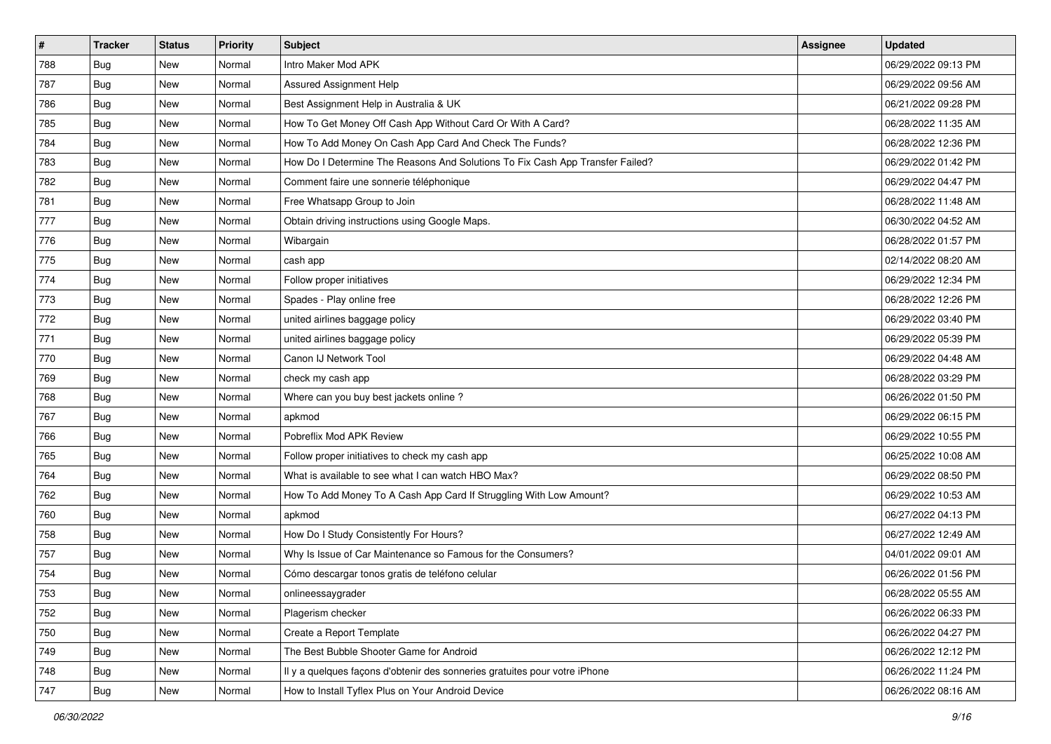| # | Tracker | Status | Priority | Subject | Assignee | Updated |
|---|---|---|---|---|---|---|
| 788 | Bug | New | Normal | Intro Maker Mod APK | | 06/29/2022 09:13 PM |
| 787 | Bug | New | Normal | Assured Assignment Help | | 06/29/2022 09:56 AM |
| 786 | Bug | New | Normal | Best Assignment Help in Australia & UK | | 06/21/2022 09:28 PM |
| 785 | Bug | New | Normal | How To Get Money Off Cash App Without Card Or With A Card? | | 06/28/2022 11:35 AM |
| 784 | Bug | New | Normal | How To Add Money On Cash App Card And Check The Funds? | | 06/28/2022 12:36 PM |
| 783 | Bug | New | Normal | How Do I Determine The Reasons And Solutions To Fix Cash App Transfer Failed? | | 06/29/2022 01:42 PM |
| 782 | Bug | New | Normal | Comment faire une sonnerie téléphonique | | 06/29/2022 04:47 PM |
| 781 | Bug | New | Normal | Free Whatsapp Group to Join | | 06/28/2022 11:48 AM |
| 777 | Bug | New | Normal | Obtain driving instructions using Google Maps. | | 06/30/2022 04:52 AM |
| 776 | Bug | New | Normal | Wibargain | | 06/28/2022 01:57 PM |
| 775 | Bug | New | Normal | cash app | | 02/14/2022 08:20 AM |
| 774 | Bug | New | Normal | Follow proper initiatives | | 06/29/2022 12:34 PM |
| 773 | Bug | New | Normal | Spades - Play online free | | 06/28/2022 12:26 PM |
| 772 | Bug | New | Normal | united airlines baggage policy | | 06/29/2022 03:40 PM |
| 771 | Bug | New | Normal | united airlines baggage policy | | 06/29/2022 05:39 PM |
| 770 | Bug | New | Normal | Canon IJ Network Tool | | 06/29/2022 04:48 AM |
| 769 | Bug | New | Normal | check my cash app | | 06/28/2022 03:29 PM |
| 768 | Bug | New | Normal | Where can you buy best jackets online ? | | 06/26/2022 01:50 PM |
| 767 | Bug | New | Normal | apkmod | | 06/29/2022 06:15 PM |
| 766 | Bug | New | Normal | Pobreflix Mod APK Review | | 06/29/2022 10:55 PM |
| 765 | Bug | New | Normal | Follow proper initiatives to check my cash app | | 06/25/2022 10:08 AM |
| 764 | Bug | New | Normal | What is available to see what I can watch HBO Max? | | 06/29/2022 08:50 PM |
| 762 | Bug | New | Normal | How To Add Money To A Cash App Card If Struggling With Low Amount? | | 06/29/2022 10:53 AM |
| 760 | Bug | New | Normal | apkmod | | 06/27/2022 04:13 PM |
| 758 | Bug | New | Normal | How Do I Study Consistently For Hours? | | 06/27/2022 12:49 AM |
| 757 | Bug | New | Normal | Why Is Issue of Car Maintenance so Famous for the Consumers? | | 04/01/2022 09:01 AM |
| 754 | Bug | New | Normal | Cómo descargar tonos gratis de teléfono celular | | 06/26/2022 01:56 PM |
| 753 | Bug | New | Normal | onlineessaygrader | | 06/28/2022 05:55 AM |
| 752 | Bug | New | Normal | Plagerism checker | | 06/26/2022 06:33 PM |
| 750 | Bug | New | Normal | Create a Report Template | | 06/26/2022 04:27 PM |
| 749 | Bug | New | Normal | The Best Bubble Shooter Game for Android | | 06/26/2022 12:12 PM |
| 748 | Bug | New | Normal | Il y a quelques façons d'obtenir des sonneries gratuites pour votre iPhone | | 06/26/2022 11:24 PM |
| 747 | Bug | New | Normal | How to Install Tyflex Plus on Your Android Device | | 06/26/2022 08:16 AM |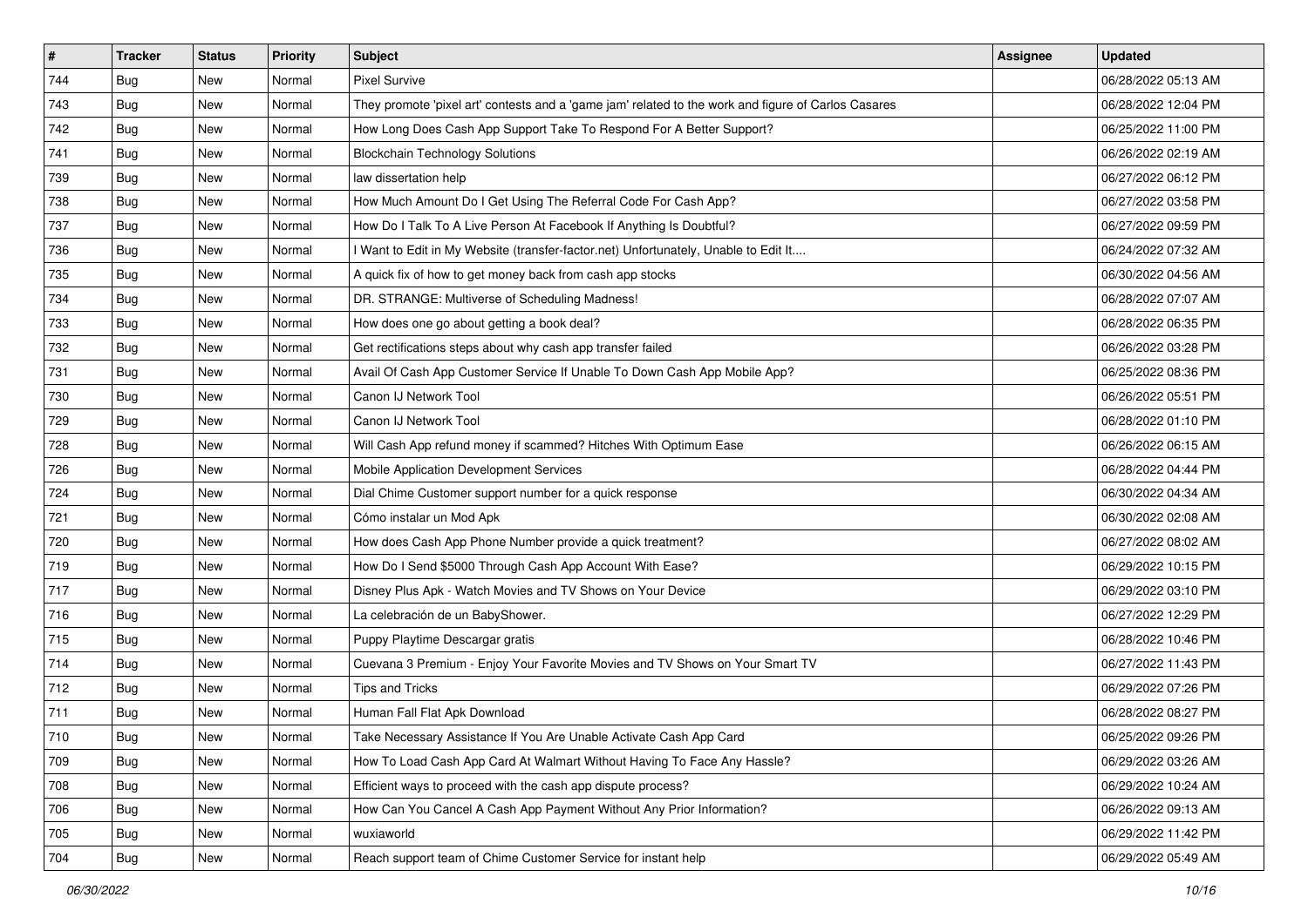| # | Tracker | Status | Priority | Subject | Assignee | Updated |
|---|---|---|---|---|---|---|
| 744 | Bug | New | Normal | Pixel Survive | | 06/28/2022 05:13 AM |
| 743 | Bug | New | Normal | They promote 'pixel art' contests and a 'game jam' related to the work and figure of Carlos Casares | | 06/28/2022 12:04 PM |
| 742 | Bug | New | Normal | How Long Does Cash App Support Take To Respond For A Better Support? | | 06/25/2022 11:00 PM |
| 741 | Bug | New | Normal | Blockchain Technology Solutions | | 06/26/2022 02:19 AM |
| 739 | Bug | New | Normal | law dissertation help | | 06/27/2022 06:12 PM |
| 738 | Bug | New | Normal | How Much Amount Do I Get Using The Referral Code For Cash App? | | 06/27/2022 03:58 PM |
| 737 | Bug | New | Normal | How Do I Talk To A Live Person At Facebook If Anything Is Doubtful? | | 06/27/2022 09:59 PM |
| 736 | Bug | New | Normal | I Want to Edit in My Website (transfer-factor.net) Unfortunately, Unable to Edit It.... | | 06/24/2022 07:32 AM |
| 735 | Bug | New | Normal | A quick fix of how to get money back from cash app stocks | | 06/30/2022 04:56 AM |
| 734 | Bug | New | Normal | DR. STRANGE: Multiverse of Scheduling Madness! | | 06/28/2022 07:07 AM |
| 733 | Bug | New | Normal | How does one go about getting a book deal? | | 06/28/2022 06:35 PM |
| 732 | Bug | New | Normal | Get rectifications steps about why cash app transfer failed | | 06/26/2022 03:28 PM |
| 731 | Bug | New | Normal | Avail Of Cash App Customer Service If Unable To Down Cash App Mobile App? | | 06/25/2022 08:36 PM |
| 730 | Bug | New | Normal | Canon IJ Network Tool | | 06/26/2022 05:51 PM |
| 729 | Bug | New | Normal | Canon IJ Network Tool | | 06/28/2022 01:10 PM |
| 728 | Bug | New | Normal | Will Cash App refund money if scammed? Hitches With Optimum Ease | | 06/26/2022 06:15 AM |
| 726 | Bug | New | Normal | Mobile Application Development Services | | 06/28/2022 04:44 PM |
| 724 | Bug | New | Normal | Dial Chime Customer support number for a quick response | | 06/30/2022 04:34 AM |
| 721 | Bug | New | Normal | Cómo instalar un Mod Apk | | 06/30/2022 02:08 AM |
| 720 | Bug | New | Normal | How does Cash App Phone Number provide a quick treatment? | | 06/27/2022 08:02 AM |
| 719 | Bug | New | Normal | How Do I Send $5000 Through Cash App Account With Ease? | | 06/29/2022 10:15 PM |
| 717 | Bug | New | Normal | Disney Plus Apk - Watch Movies and TV Shows on Your Device | | 06/29/2022 03:10 PM |
| 716 | Bug | New | Normal | La celebración de un BabyShower. | | 06/27/2022 12:29 PM |
| 715 | Bug | New | Normal | Puppy Playtime Descargar gratis | | 06/28/2022 10:46 PM |
| 714 | Bug | New | Normal | Cuevana 3 Premium - Enjoy Your Favorite Movies and TV Shows on Your Smart TV | | 06/27/2022 11:43 PM |
| 712 | Bug | New | Normal | Tips and Tricks | | 06/29/2022 07:26 PM |
| 711 | Bug | New | Normal | Human Fall Flat Apk Download | | 06/28/2022 08:27 PM |
| 710 | Bug | New | Normal | Take Necessary Assistance If You Are Unable Activate Cash App Card | | 06/25/2022 09:26 PM |
| 709 | Bug | New | Normal | How To Load Cash App Card At Walmart Without Having To Face Any Hassle? | | 06/29/2022 03:26 AM |
| 708 | Bug | New | Normal | Efficient ways to proceed with the cash app dispute process? | | 06/29/2022 10:24 AM |
| 706 | Bug | New | Normal | How Can You Cancel A Cash App Payment Without Any Prior Information? | | 06/26/2022 09:13 AM |
| 705 | Bug | New | Normal | wuxiaworld | | 06/29/2022 11:42 PM |
| 704 | Bug | New | Normal | Reach support team of Chime Customer Service for instant help | | 06/29/2022 05:49 AM |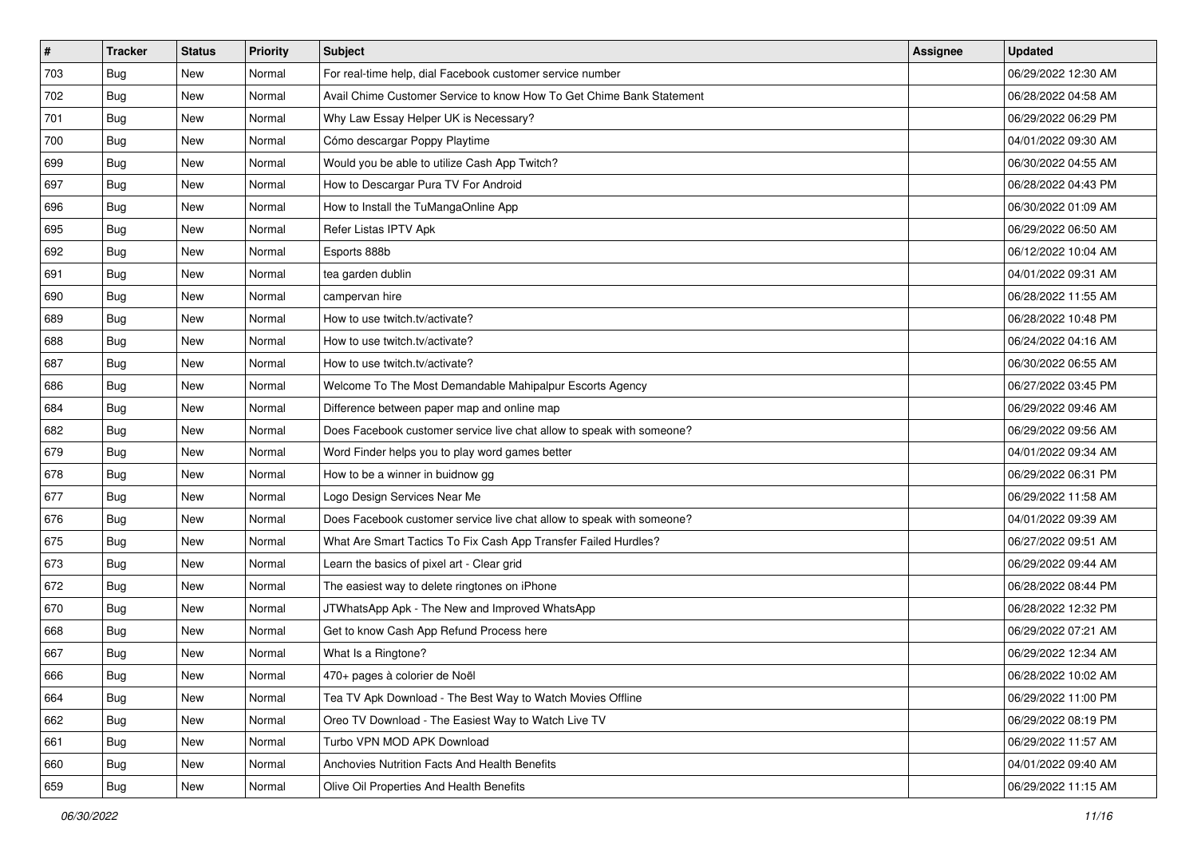| # | Tracker | Status | Priority | Subject | Assignee | Updated |
|---|---|---|---|---|---|---|
| 703 | Bug | New | Normal | For real-time help, dial Facebook customer service number | | 06/29/2022 12:30 AM |
| 702 | Bug | New | Normal | Avail Chime Customer Service to know How To Get Chime Bank Statement | | 06/28/2022 04:58 AM |
| 701 | Bug | New | Normal | Why Law Essay Helper UK is Necessary? | | 06/29/2022 06:29 PM |
| 700 | Bug | New | Normal | Cómo descargar Poppy Playtime | | 04/01/2022 09:30 AM |
| 699 | Bug | New | Normal | Would you be able to utilize Cash App Twitch? | | 06/30/2022 04:55 AM |
| 697 | Bug | New | Normal | How to Descargar Pura TV For Android | | 06/28/2022 04:43 PM |
| 696 | Bug | New | Normal | How to Install the TuMangaOnline App | | 06/30/2022 01:09 AM |
| 695 | Bug | New | Normal | Refer Listas IPTV Apk | | 06/29/2022 06:50 AM |
| 692 | Bug | New | Normal | Esports 888b | | 06/12/2022 10:04 AM |
| 691 | Bug | New | Normal | tea garden dublin | | 04/01/2022 09:31 AM |
| 690 | Bug | New | Normal | campervan hire | | 06/28/2022 11:55 AM |
| 689 | Bug | New | Normal | How to use twitch.tv/activate? | | 06/28/2022 10:48 PM |
| 688 | Bug | New | Normal | How to use twitch.tv/activate? | | 06/24/2022 04:16 AM |
| 687 | Bug | New | Normal | How to use twitch.tv/activate? | | 06/30/2022 06:55 AM |
| 686 | Bug | New | Normal | Welcome To The Most Demandable Mahipalpur Escorts Agency | | 06/27/2022 03:45 PM |
| 684 | Bug | New | Normal | Difference between paper map and online map | | 06/29/2022 09:46 AM |
| 682 | Bug | New | Normal | Does Facebook customer service live chat allow to speak with someone? | | 06/29/2022 09:56 AM |
| 679 | Bug | New | Normal | Word Finder helps you to play word games better | | 04/01/2022 09:34 AM |
| 678 | Bug | New | Normal | How to be a winner in buidnow gg | | 06/29/2022 06:31 PM |
| 677 | Bug | New | Normal | Logo Design Services Near Me | | 06/29/2022 11:58 AM |
| 676 | Bug | New | Normal | Does Facebook customer service live chat allow to speak with someone? | | 04/01/2022 09:39 AM |
| 675 | Bug | New | Normal | What Are Smart Tactics To Fix Cash App Transfer Failed Hurdles? | | 06/27/2022 09:51 AM |
| 673 | Bug | New | Normal | Learn the basics of pixel art - Clear grid | | 06/29/2022 09:44 AM |
| 672 | Bug | New | Normal | The easiest way to delete ringtones on iPhone | | 06/28/2022 08:44 PM |
| 670 | Bug | New | Normal | JTWhatsApp Apk - The New and Improved WhatsApp | | 06/28/2022 12:32 PM |
| 668 | Bug | New | Normal | Get to know Cash App Refund Process here | | 06/29/2022 07:21 AM |
| 667 | Bug | New | Normal | What Is a Ringtone? | | 06/29/2022 12:34 AM |
| 666 | Bug | New | Normal | 470+ pages à colorier de Noël | | 06/28/2022 10:02 AM |
| 664 | Bug | New | Normal | Tea TV Apk Download - The Best Way to Watch Movies Offline | | 06/29/2022 11:00 PM |
| 662 | Bug | New | Normal | Oreo TV Download - The Easiest Way to Watch Live TV | | 06/29/2022 08:19 PM |
| 661 | Bug | New | Normal | Turbo VPN MOD APK Download | | 06/29/2022 11:57 AM |
| 660 | Bug | New | Normal | Anchovies Nutrition Facts And Health Benefits | | 04/01/2022 09:40 AM |
| 659 | Bug | New | Normal | Olive Oil Properties And Health Benefits | | 06/29/2022 11:15 AM |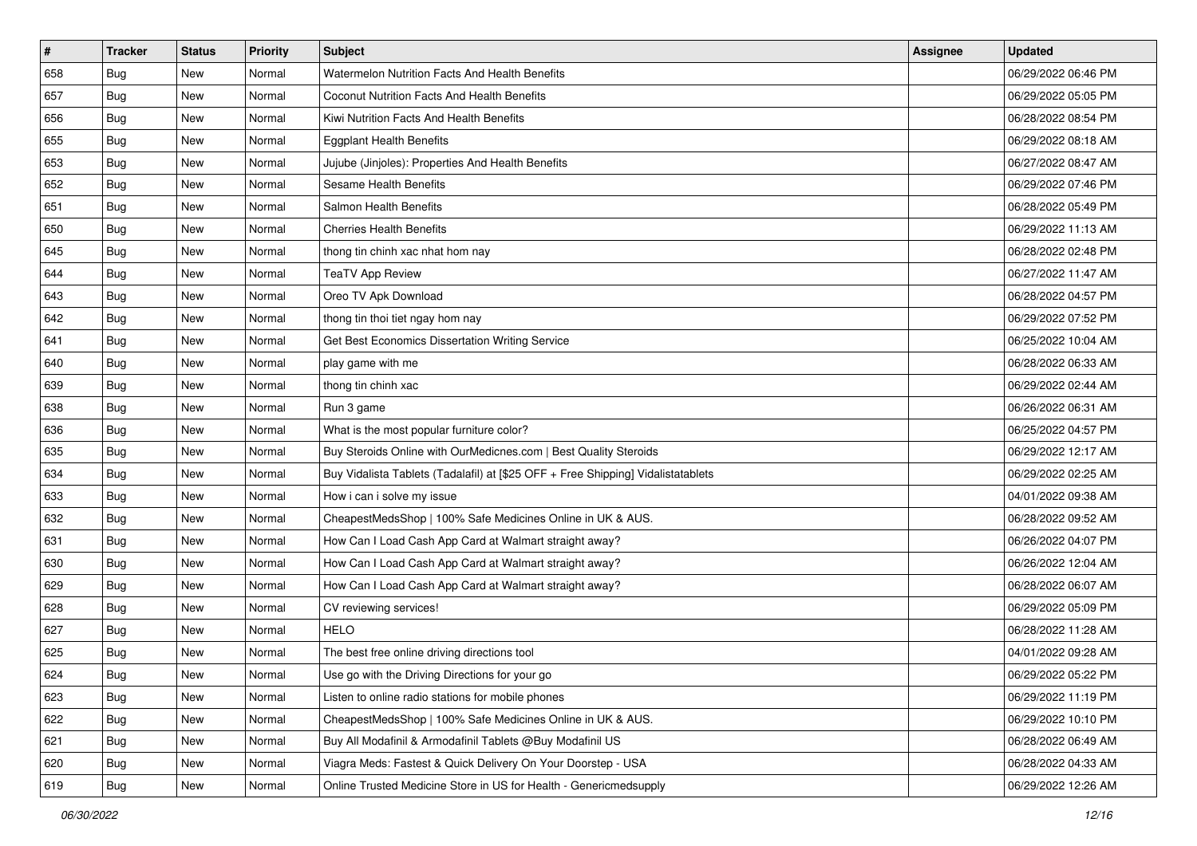| # | Tracker | Status | Priority | Subject | Assignee | Updated |
| --- | --- | --- | --- | --- | --- | --- |
| 658 | Bug | New | Normal | Watermelon Nutrition Facts And Health Benefits | | 06/29/2022 06:46 PM |
| 657 | Bug | New | Normal | Coconut Nutrition Facts And Health Benefits | | 06/29/2022 05:05 PM |
| 656 | Bug | New | Normal | Kiwi Nutrition Facts And Health Benefits | | 06/28/2022 08:54 PM |
| 655 | Bug | New | Normal | Eggplant Health Benefits | | 06/29/2022 08:18 AM |
| 653 | Bug | New | Normal | Jujube (Jinjoles): Properties And Health Benefits | | 06/27/2022 08:47 AM |
| 652 | Bug | New | Normal | Sesame Health Benefits | | 06/29/2022 07:46 PM |
| 651 | Bug | New | Normal | Salmon Health Benefits | | 06/28/2022 05:49 PM |
| 650 | Bug | New | Normal | Cherries Health Benefits | | 06/29/2022 11:13 AM |
| 645 | Bug | New | Normal | thong tin chinh xac nhat hom nay | | 06/28/2022 02:48 PM |
| 644 | Bug | New | Normal | TeaTV App Review | | 06/27/2022 11:47 AM |
| 643 | Bug | New | Normal | Oreo TV Apk Download | | 06/28/2022 04:57 PM |
| 642 | Bug | New | Normal | thong tin thoi tiet ngay hom nay | | 06/29/2022 07:52 PM |
| 641 | Bug | New | Normal | Get Best Economics Dissertation Writing Service | | 06/25/2022 10:04 AM |
| 640 | Bug | New | Normal | play game with me | | 06/28/2022 06:33 AM |
| 639 | Bug | New | Normal | thong tin chinh xac | | 06/29/2022 02:44 AM |
| 638 | Bug | New | Normal | Run 3 game | | 06/26/2022 06:31 AM |
| 636 | Bug | New | Normal | What is the most popular furniture color? | | 06/25/2022 04:57 PM |
| 635 | Bug | New | Normal | Buy Steroids Online with OurMedicnes.com \| Best Quality Steroids | | 06/29/2022 12:17 AM |
| 634 | Bug | New | Normal | Buy Vidalista Tablets (Tadalafil) at [$25 OFF + Free Shipping] Vidalistatablets | | 06/29/2022 02:25 AM |
| 633 | Bug | New | Normal | How i can i solve my issue | | 04/01/2022 09:38 AM |
| 632 | Bug | New | Normal | CheapestMedsShop \| 100% Safe Medicines Online in UK & AUS. | | 06/28/2022 09:52 AM |
| 631 | Bug | New | Normal | How Can I Load Cash App Card at Walmart straight away? | | 06/26/2022 04:07 PM |
| 630 | Bug | New | Normal | How Can I Load Cash App Card at Walmart straight away? | | 06/26/2022 12:04 AM |
| 629 | Bug | New | Normal | How Can I Load Cash App Card at Walmart straight away? | | 06/28/2022 06:07 AM |
| 628 | Bug | New | Normal | CV reviewing services! | | 06/29/2022 05:09 PM |
| 627 | Bug | New | Normal | HELO | | 06/28/2022 11:28 AM |
| 625 | Bug | New | Normal | The best free online driving directions tool | | 04/01/2022 09:28 AM |
| 624 | Bug | New | Normal | Use go with the Driving Directions for your go | | 06/29/2022 05:22 PM |
| 623 | Bug | New | Normal | Listen to online radio stations for mobile phones | | 06/29/2022 11:19 PM |
| 622 | Bug | New | Normal | CheapestMedsShop \| 100% Safe Medicines Online in UK & AUS. | | 06/29/2022 10:10 PM |
| 621 | Bug | New | Normal | Buy All Modafinil & Armodafinil Tablets @Buy Modafinil US | | 06/28/2022 06:49 AM |
| 620 | Bug | New | Normal | Viagra Meds: Fastest & Quick Delivery On Your Doorstep - USA | | 06/28/2022 04:33 AM |
| 619 | Bug | New | Normal | Online Trusted Medicine Store in US for Health - Genericmedsupply | | 06/29/2022 12:26 AM |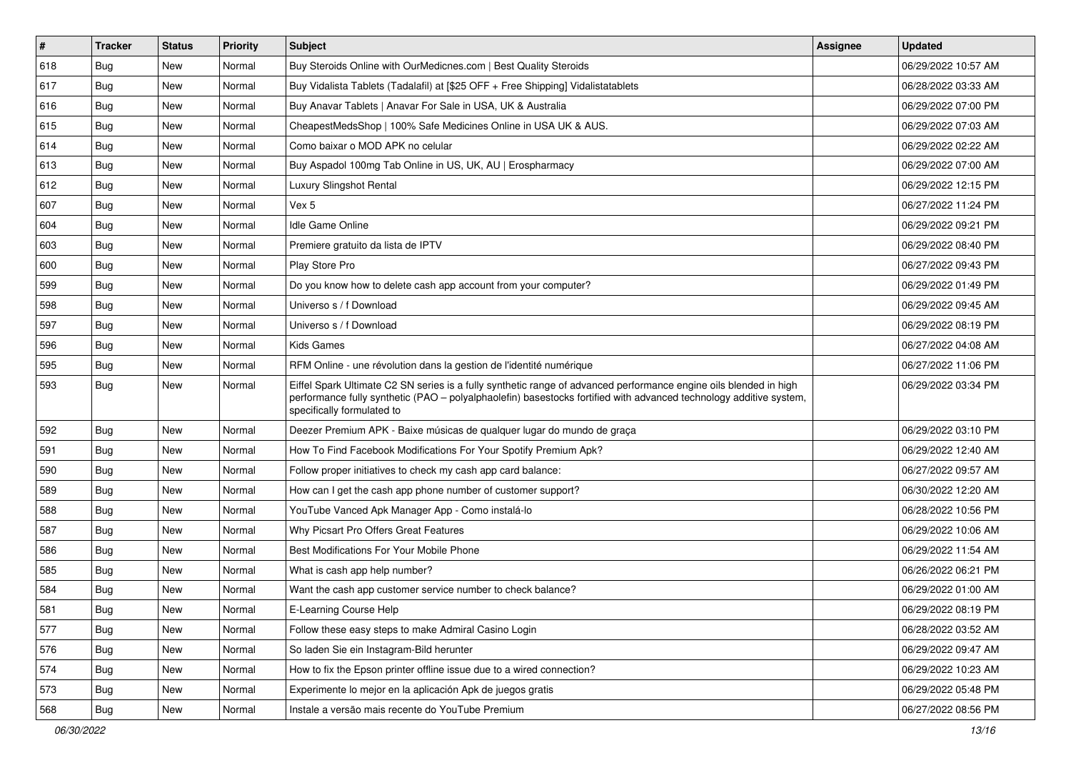| # | Tracker | Status | Priority | Subject | Assignee | Updated |
|---|---|---|---|---|---|---|
| 618 | Bug | New | Normal | Buy Steroids Online with OurMedicnes.com \| Best Quality Steroids | | 06/29/2022 10:57 AM |
| 617 | Bug | New | Normal | Buy Vidalista Tablets (Tadalafil) at [$25 OFF + Free Shipping] Vidalistatablets | | 06/28/2022 03:33 AM |
| 616 | Bug | New | Normal | Buy Anavar Tablets \| Anavar For Sale in USA, UK & Australia | | 06/29/2022 07:00 PM |
| 615 | Bug | New | Normal | CheapestMedsShop \| 100% Safe Medicines Online in USA UK & AUS. | | 06/29/2022 07:03 AM |
| 614 | Bug | New | Normal | Como baixar o MOD APK no celular | | 06/29/2022 02:22 AM |
| 613 | Bug | New | Normal | Buy Aspadol 100mg Tab Online in US, UK, AU \| Erospharmacy | | 06/29/2022 07:00 AM |
| 612 | Bug | New | Normal | Luxury Slingshot Rental | | 06/29/2022 12:15 PM |
| 607 | Bug | New | Normal | Vex 5 | | 06/27/2022 11:24 PM |
| 604 | Bug | New | Normal | Idle Game Online | | 06/29/2022 09:21 PM |
| 603 | Bug | New | Normal | Premiere gratuito da lista de IPTV | | 06/29/2022 08:40 PM |
| 600 | Bug | New | Normal | Play Store Pro | | 06/27/2022 09:43 PM |
| 599 | Bug | New | Normal | Do you know how to delete cash app account from your computer? | | 06/29/2022 01:49 PM |
| 598 | Bug | New | Normal | Universo s / f Download | | 06/29/2022 09:45 AM |
| 597 | Bug | New | Normal | Universo s / f Download | | 06/29/2022 08:19 PM |
| 596 | Bug | New | Normal | Kids Games | | 06/27/2022 04:08 AM |
| 595 | Bug | New | Normal | RFM Online - une révolution dans la gestion de l'identité numérique | | 06/27/2022 11:06 PM |
| 593 | Bug | New | Normal | Eiffel Spark Ultimate C2 SN series is a fully synthetic range of advanced performance engine oils blended in high performance fully synthetic (PAO – polyalphaolefin) basestocks fortified with advanced technology additive system, specifically formulated to | | 06/29/2022 03:34 PM |
| 592 | Bug | New | Normal | Deezer Premium APK - Baixe músicas de qualquer lugar do mundo de graça | | 06/29/2022 03:10 PM |
| 591 | Bug | New | Normal | How To Find Facebook Modifications For Your Spotify Premium Apk? | | 06/29/2022 12:40 AM |
| 590 | Bug | New | Normal | Follow proper initiatives to check my cash app card balance: | | 06/27/2022 09:57 AM |
| 589 | Bug | New | Normal | How can I get the cash app phone number of customer support? | | 06/30/2022 12:20 AM |
| 588 | Bug | New | Normal | YouTube Vanced Apk Manager App - Como instalá-lo | | 06/28/2022 10:56 PM |
| 587 | Bug | New | Normal | Why Picsart Pro Offers Great Features | | 06/29/2022 10:06 AM |
| 586 | Bug | New | Normal | Best Modifications For Your Mobile Phone | | 06/29/2022 11:54 AM |
| 585 | Bug | New | Normal | What is cash app help number? | | 06/26/2022 06:21 PM |
| 584 | Bug | New | Normal | Want the cash app customer service number to check balance? | | 06/29/2022 01:00 AM |
| 581 | Bug | New | Normal | E-Learning Course Help | | 06/29/2022 08:19 PM |
| 577 | Bug | New | Normal | Follow these easy steps to make Admiral Casino Login | | 06/28/2022 03:52 AM |
| 576 | Bug | New | Normal | So laden Sie ein Instagram-Bild herunter | | 06/29/2022 09:47 AM |
| 574 | Bug | New | Normal | How to fix the Epson printer offline issue due to a wired connection? | | 06/29/2022 10:23 AM |
| 573 | Bug | New | Normal | Experimente lo mejor en la aplicación Apk de juegos gratis | | 06/29/2022 05:48 PM |
| 568 | Bug | New | Normal | Instale a versão mais recente do YouTube Premium | | 06/27/2022 08:56 PM |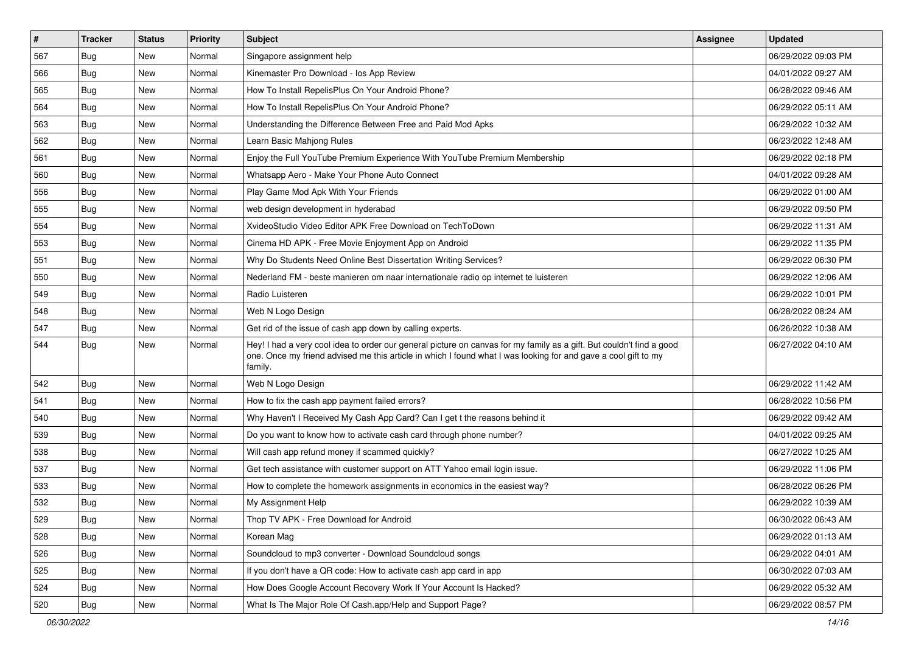| # | Tracker | Status | Priority | Subject | Assignee | Updated |
|---|---|---|---|---|---|---|
| 567 | Bug | New | Normal | Singapore assignment help | | 06/29/2022 09:03 PM |
| 566 | Bug | New | Normal | Kinemaster Pro Download - Ios App Review | | 04/01/2022 09:27 AM |
| 565 | Bug | New | Normal | How To Install RepelisPlus On Your Android Phone? | | 06/28/2022 09:46 AM |
| 564 | Bug | New | Normal | How To Install RepelisPlus On Your Android Phone? | | 06/29/2022 05:11 AM |
| 563 | Bug | New | Normal | Understanding the Difference Between Free and Paid Mod Apks | | 06/29/2022 10:32 AM |
| 562 | Bug | New | Normal | Learn Basic Mahjong Rules | | 06/23/2022 12:48 AM |
| 561 | Bug | New | Normal | Enjoy the Full YouTube Premium Experience With YouTube Premium Membership | | 06/29/2022 02:18 PM |
| 560 | Bug | New | Normal | Whatsapp Aero - Make Your Phone Auto Connect | | 04/01/2022 09:28 AM |
| 556 | Bug | New | Normal | Play Game Mod Apk With Your Friends | | 06/29/2022 01:00 AM |
| 555 | Bug | New | Normal | web design development in hyderabad | | 06/29/2022 09:50 PM |
| 554 | Bug | New | Normal | XvideoStudio Video Editor APK Free Download on TechToDown | | 06/29/2022 11:31 AM |
| 553 | Bug | New | Normal | Cinema HD APK - Free Movie Enjoyment App on Android | | 06/29/2022 11:35 PM |
| 551 | Bug | New | Normal | Why Do Students Need Online Best Dissertation Writing Services? | | 06/29/2022 06:30 PM |
| 550 | Bug | New | Normal | Nederland FM - beste manieren om naar internationale radio op internet te luisteren | | 06/29/2022 12:06 AM |
| 549 | Bug | New | Normal | Radio Luisteren | | 06/29/2022 10:01 PM |
| 548 | Bug | New | Normal | Web N Logo Design | | 06/28/2022 08:24 AM |
| 547 | Bug | New | Normal | Get rid of the issue of cash app down by calling experts. | | 06/26/2022 10:38 AM |
| 544 | Bug | New | Normal | Hey! I had a very cool idea to order our general picture on canvas for my family as a gift. But couldn't find a good one. Once my friend advised me this article in which I found what I was looking for and gave a cool gift to my family. | | 06/27/2022 04:10 AM |
| 542 | Bug | New | Normal | Web N Logo Design | | 06/29/2022 11:42 AM |
| 541 | Bug | New | Normal | How to fix the cash app payment failed errors? | | 06/28/2022 10:56 PM |
| 540 | Bug | New | Normal | Why Haven't I Received My Cash App Card? Can I get t the reasons behind it | | 06/29/2022 09:42 AM |
| 539 | Bug | New | Normal | Do you want to know how to activate cash card through phone number? | | 04/01/2022 09:25 AM |
| 538 | Bug | New | Normal | Will cash app refund money if scammed quickly? | | 06/27/2022 10:25 AM |
| 537 | Bug | New | Normal | Get tech assistance with customer support on ATT Yahoo email login issue. | | 06/29/2022 11:06 PM |
| 533 | Bug | New | Normal | How to complete the homework assignments in economics in the easiest way? | | 06/28/2022 06:26 PM |
| 532 | Bug | New | Normal | My Assignment Help | | 06/29/2022 10:39 AM |
| 529 | Bug | New | Normal | Thop TV APK - Free Download for Android | | 06/30/2022 06:43 AM |
| 528 | Bug | New | Normal | Korean Mag | | 06/29/2022 01:13 AM |
| 526 | Bug | New | Normal | Soundcloud to mp3 converter - Download Soundcloud songs | | 06/29/2022 04:01 AM |
| 525 | Bug | New | Normal | If you don't have a QR code: How to activate cash app card in app | | 06/30/2022 07:03 AM |
| 524 | Bug | New | Normal | How Does Google Account Recovery Work If Your Account Is Hacked? | | 06/29/2022 05:32 AM |
| 520 | Bug | New | Normal | What Is The Major Role Of Cash.app/Help and Support Page? | | 06/29/2022 08:57 PM |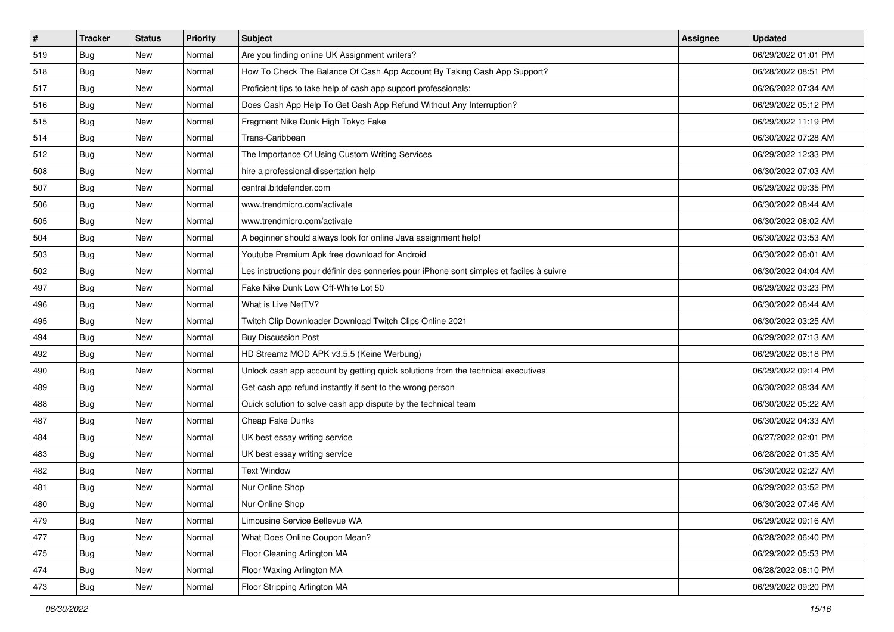| # | Tracker | Status | Priority | Subject | Assignee | Updated |
|---|---|---|---|---|---|---|
| 519 | Bug | New | Normal | Are you finding online UK Assignment writers? | | 06/29/2022 01:01 PM |
| 518 | Bug | New | Normal | How To Check The Balance Of Cash App Account By Taking Cash App Support? | | 06/28/2022 08:51 PM |
| 517 | Bug | New | Normal | Proficient tips to take help of cash app support professionals: | | 06/26/2022 07:34 AM |
| 516 | Bug | New | Normal | Does Cash App Help To Get Cash App Refund Without Any Interruption? | | 06/29/2022 05:12 PM |
| 515 | Bug | New | Normal | Fragment Nike Dunk High Tokyo Fake | | 06/29/2022 11:19 PM |
| 514 | Bug | New | Normal | Trans-Caribbean | | 06/30/2022 07:28 AM |
| 512 | Bug | New | Normal | The Importance Of Using Custom Writing Services | | 06/29/2022 12:33 PM |
| 508 | Bug | New | Normal | hire a professional dissertation help | | 06/30/2022 07:03 AM |
| 507 | Bug | New | Normal | central.bitdefender.com | | 06/29/2022 09:35 PM |
| 506 | Bug | New | Normal | www.trendmicro.com/activate | | 06/30/2022 08:44 AM |
| 505 | Bug | New | Normal | www.trendmicro.com/activate | | 06/30/2022 08:02 AM |
| 504 | Bug | New | Normal | A beginner should always look for online Java assignment help! | | 06/30/2022 03:53 AM |
| 503 | Bug | New | Normal | Youtube Premium Apk free download for Android | | 06/30/2022 06:01 AM |
| 502 | Bug | New | Normal | Les instructions pour définir des sonneries pour iPhone sont simples et faciles à suivre | | 06/30/2022 04:04 AM |
| 497 | Bug | New | Normal | Fake Nike Dunk Low Off-White Lot 50 | | 06/29/2022 03:23 PM |
| 496 | Bug | New | Normal | What is Live NetTV? | | 06/30/2022 06:44 AM |
| 495 | Bug | New | Normal | Twitch Clip Downloader Download Twitch Clips Online 2021 | | 06/30/2022 03:25 AM |
| 494 | Bug | New | Normal | Buy Discussion Post | | 06/29/2022 07:13 AM |
| 492 | Bug | New | Normal | HD Streamz MOD APK v3.5.5 (Keine Werbung) | | 06/29/2022 08:18 PM |
| 490 | Bug | New | Normal | Unlock cash app account by getting quick solutions from the technical executives | | 06/29/2022 09:14 PM |
| 489 | Bug | New | Normal | Get cash app refund instantly if sent to the wrong person | | 06/30/2022 08:34 AM |
| 488 | Bug | New | Normal | Quick solution to solve cash app dispute by the technical team | | 06/30/2022 05:22 AM |
| 487 | Bug | New | Normal | Cheap Fake Dunks | | 06/30/2022 04:33 AM |
| 484 | Bug | New | Normal | UK best essay writing service | | 06/27/2022 02:01 PM |
| 483 | Bug | New | Normal | UK best essay writing service | | 06/28/2022 01:35 AM |
| 482 | Bug | New | Normal | Text Window | | 06/30/2022 02:27 AM |
| 481 | Bug | New | Normal | Nur Online Shop | | 06/29/2022 03:52 PM |
| 480 | Bug | New | Normal | Nur Online Shop | | 06/30/2022 07:46 AM |
| 479 | Bug | New | Normal | Limousine Service Bellevue WA | | 06/29/2022 09:16 AM |
| 477 | Bug | New | Normal | What Does Online Coupon Mean? | | 06/28/2022 06:40 PM |
| 475 | Bug | New | Normal | Floor Cleaning Arlington MA | | 06/29/2022 05:53 PM |
| 474 | Bug | New | Normal | Floor Waxing Arlington MA | | 06/28/2022 08:10 PM |
| 473 | Bug | New | Normal | Floor Stripping Arlington MA | | 06/29/2022 09:20 PM |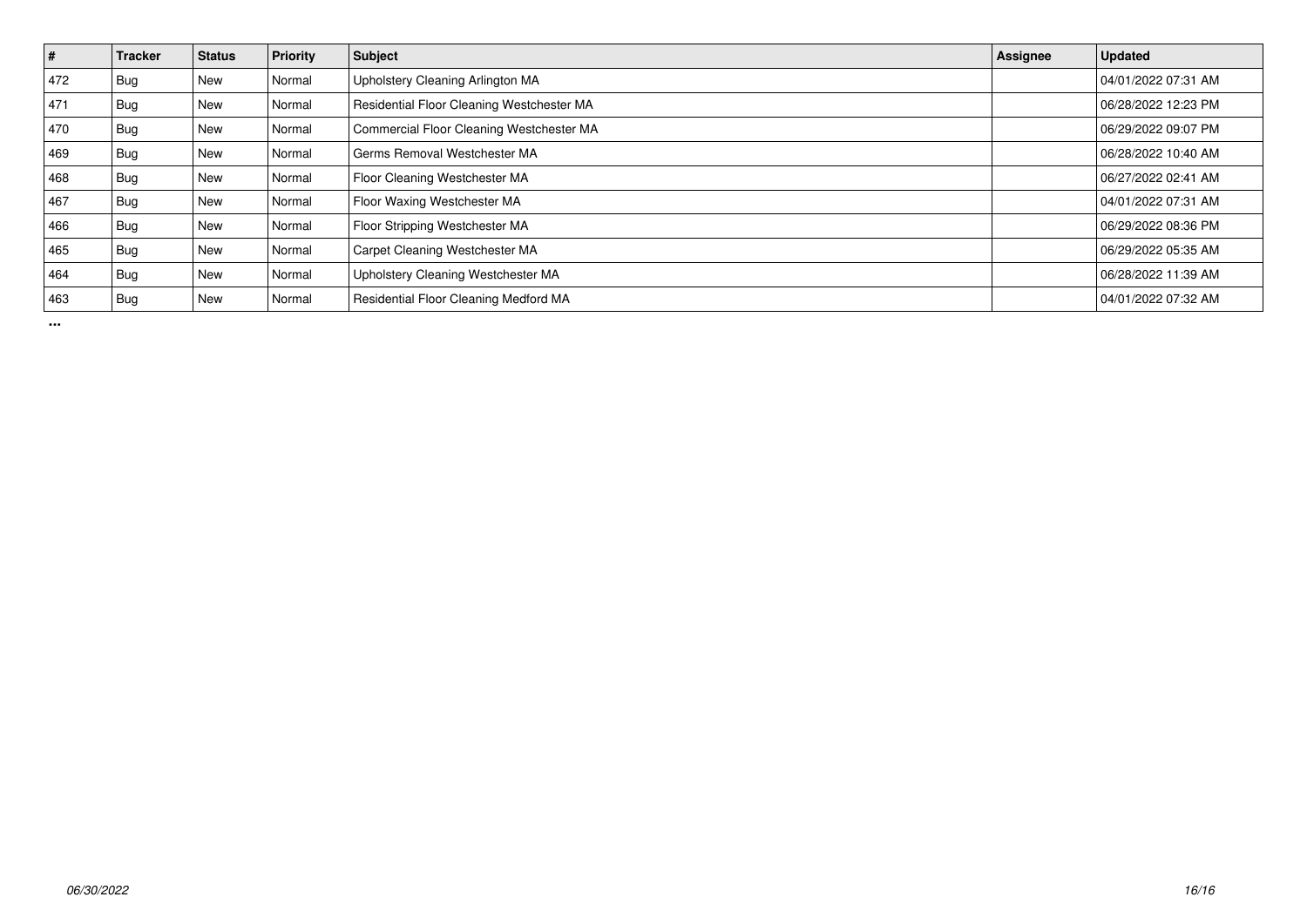| # | Tracker | Status | Priority | Subject | Assignee | Updated |
|---|---|---|---|---|---|---|
| 472 | Bug | New | Normal | Upholstery Cleaning Arlington MA | | 04/01/2022 07:31 AM |
| 471 | Bug | New | Normal | Residential Floor Cleaning Westchester MA | | 06/28/2022 12:23 PM |
| 470 | Bug | New | Normal | Commercial Floor Cleaning Westchester MA | | 06/29/2022 09:07 PM |
| 469 | Bug | New | Normal | Germs Removal Westchester MA | | 06/28/2022 10:40 AM |
| 468 | Bug | New | Normal | Floor Cleaning Westchester MA | | 06/27/2022 02:41 AM |
| 467 | Bug | New | Normal | Floor Waxing Westchester MA | | 04/01/2022 07:31 AM |
| 466 | Bug | New | Normal | Floor Stripping Westchester MA | | 06/29/2022 08:36 PM |
| 465 | Bug | New | Normal | Carpet Cleaning Westchester MA | | 06/29/2022 05:35 AM |
| 464 | Bug | New | Normal | Upholstery Cleaning Westchester MA | | 06/28/2022 11:39 AM |
| 463 | Bug | New | Normal | Residential Floor Cleaning Medford MA | | 04/01/2022 07:32 AM |

...